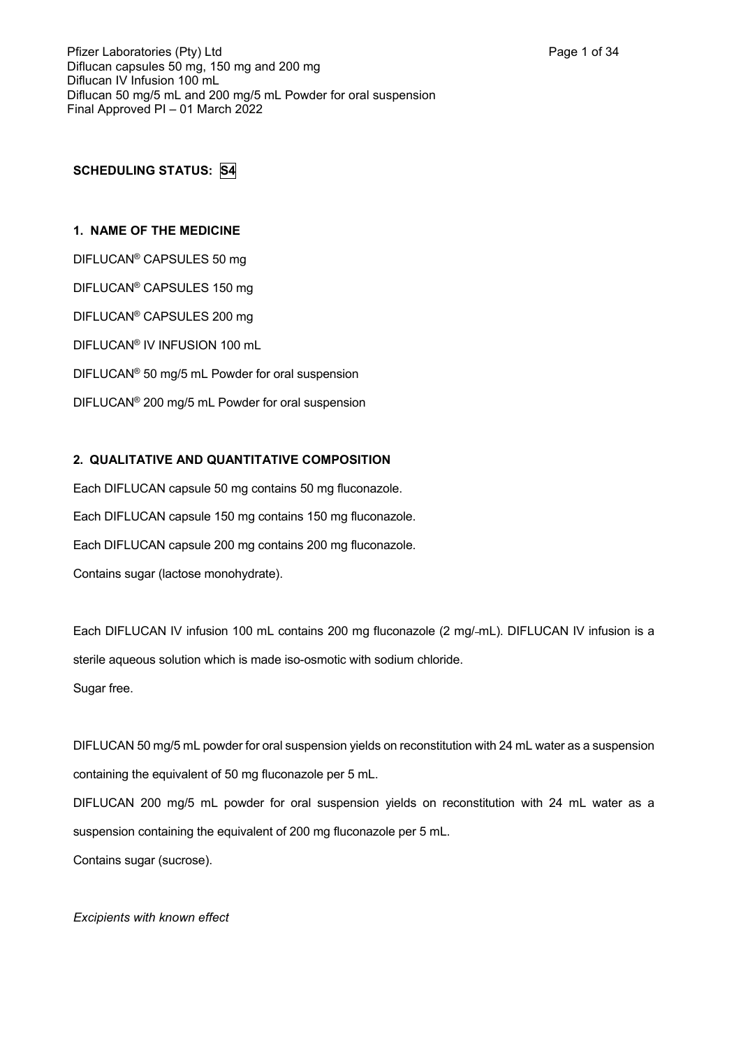**SCHEDULING STATUS: S4**

## 1. NAME OF THE MEDICINE

DIFLUCAN® CAPSULES 50 mg

DIFLUCAN® CAPSULES 150 mg

DIFLUCAN® CAPSULES 200 mg

DIFLUCAN® IV INFUSION 100 mL

DIFLUCAN® 50 mg/5 mL Powder for oral suspension

DIFLUCAN® 200 mg/5 mL Powder for oral suspension

## 2. QUALITATIVE AND QUANTITATIVE COMPOSITION

Each DIFLUCAN capsule 50 mg contains 50 mg fluconazole.

Each DIFLUCAN capsule 150 mg contains 150 mg fluconazole.

Each DIFLUCAN capsule 200 mg contains 200 mg fluconazole.

Contains sugar (lactose monohydrate).

Each DIFLUCAN IV infusion 100 mL contains 200 mg fluconazole (2 mg/mL). DIFLUCAN IV infusion is a sterile aqueous solution which is made iso-osmotic with sodium chloride.

Sugar free.

DIFLUCAN 50 mg/5 mL powder for oral suspension yields on reconstitution with 24 mL water as a suspension containing the equivalent of 50 mg fluconazole per 5 mL.

DIFLUCAN 200 mg/5 mL powder for oral suspension yields on reconstitution with 24 mL water as a suspension containing the equivalent of 200 mg fluconazole per 5 mL.

Contains sugar (sucrose).

*Excipients with known effect*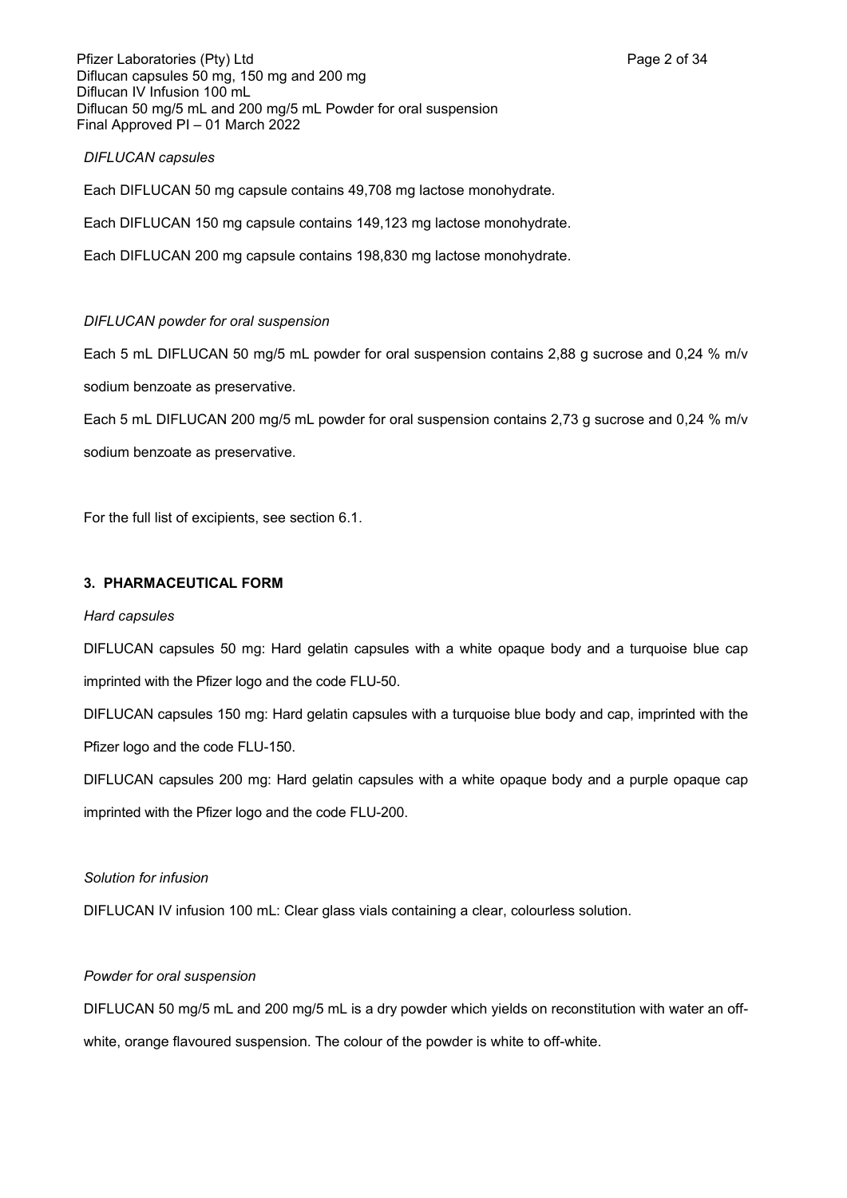*DIFLUCAN capsules*

Each DIFLUCAN 50 mg capsule contains 49,708 mg lactose monohydrate.

Each DIFLUCAN 150 mg capsule contains 149,123 mg lactose monohydrate.

Each DIFLUCAN 200 mg capsule contains 198,830 mg lactose monohydrate.

*DIFLUCAN powder for oral suspension*

Each 5 mL DIFLUCAN 50 mg/5 mL powder for oral suspension contains 2,88 g sucrose and 0,24 % m/v sodium benzoate as preservative.

Each 5 mL DIFLUCAN 200 mg/5 mL powder for oral suspension contains 2,73 g sucrose and 0,24 % m/v sodium benzoate as preservative.

For the full list of excipients, see section 6.1.

## 3. PHARMACEUTICAL FORM

*Hard capsules*

DIFLUCAN capsules 50 mg: Hard gelatin capsules with a white opaque body and a turquoise blue cap imprinted with the Pfizer logo and the code FLU-50.

DIFLUCAN capsules 150 mg: Hard gelatin capsules with a turquoise blue body and cap, imprinted with the Pfizer logo and the code FLU-150.

DIFLUCAN capsules 200 mg: Hard gelatin capsules with a white opaque body and a purple opaque cap imprinted with the Pfizer logo and the code FLU-200.

*Solution for infusion*

DIFLUCAN IV infusion 100 mL: Clear glass vials containing a clear, colourless solution.

*Powder for oral suspension*

DIFLUCAN 50 mg/5 mL and 200 mg/5 mL is a dry powder which yields on reconstitution with water an off-white, orange flavoured suspension. The colour of the powder is white to off-white.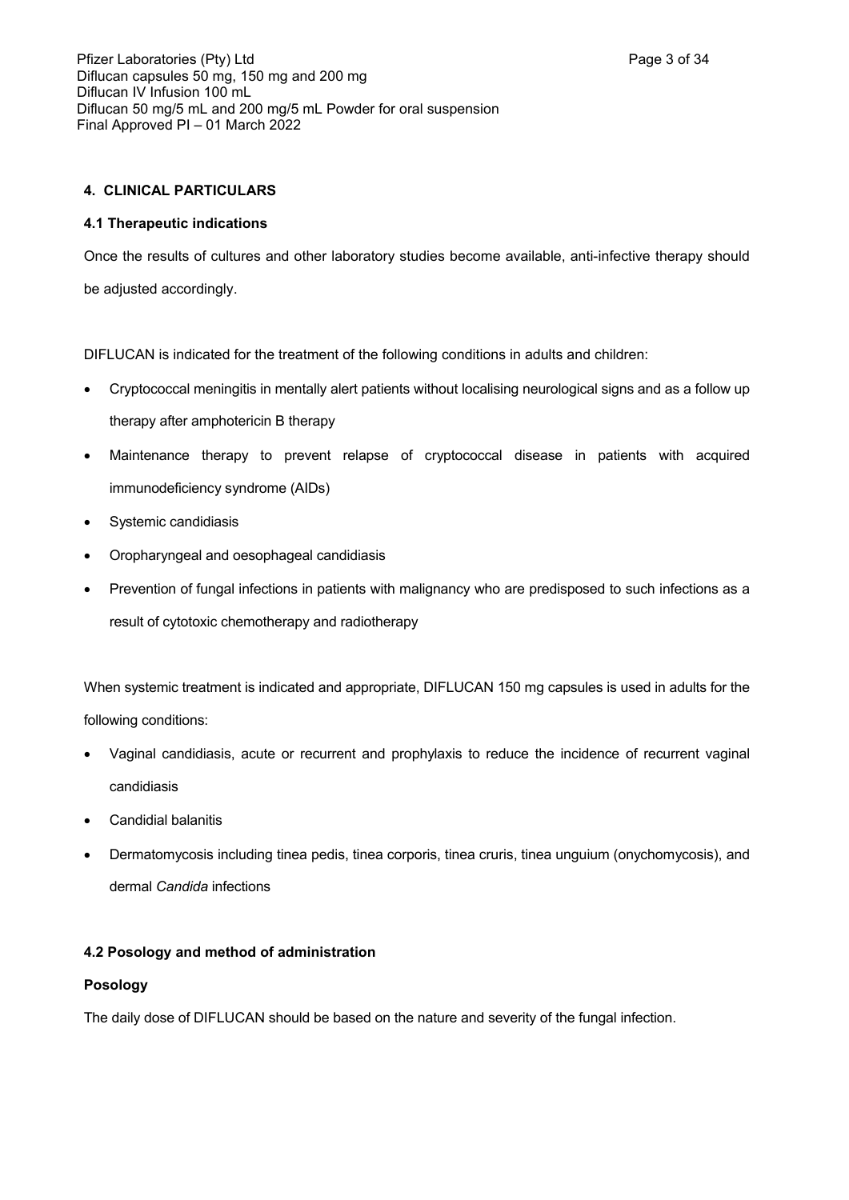## 4. CLINICAL PARTICULARS

### 4.1 Therapeutic indications

Once the results of cultures and other laboratory studies become available, anti-infective therapy should be adjusted accordingly.

DIFLUCAN is indicated for the treatment of the following conditions in adults and children:

- Cryptococcal meningitis in mentally alert patients without localising neurological signs and as a follow up therapy after amphotericin B therapy
- Maintenance therapy to prevent relapse of cryptococcal disease in patients with acquired immunodeficiency syndrome (AIDs)
- Systemic candidiasis
- Oropharyngeal and oesophageal candidiasis
- Prevention of fungal infections in patients with malignancy who are predisposed to such infections as a result of cytotoxic chemotherapy and radiotherapy

When systemic treatment is indicated and appropriate, DIFLUCAN 150 mg capsules is used in adults for the following conditions:

- Vaginal candidiasis, acute or recurrent and prophylaxis to reduce the incidence of recurrent vaginal candidiasis
- Candidial balanitis
- Dermatomycosis including tinea pedis, tinea corporis, tinea cruris, tinea unguium (onychomycosis), and dermal *Candida* infections

### 4.2 Posology and method of administration

**Posology**

The daily dose of DIFLUCAN should be based on the nature and severity of the fungal infection.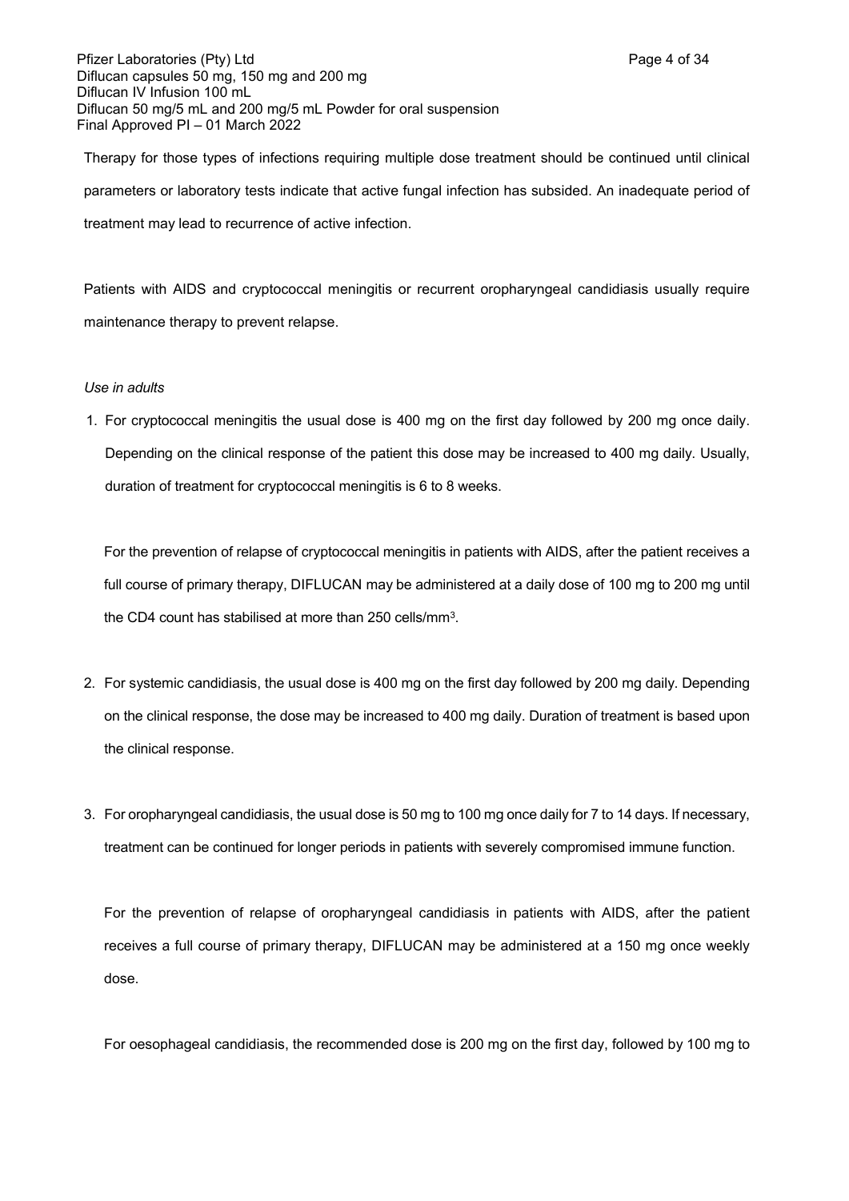Therapy for those types of infections requiring multiple dose treatment should be continued until clinical parameters or laboratory tests indicate that active fungal infection has subsided. An inadequate period of treatment may lead to recurrence of active infection.

Patients with AIDS and cryptococcal meningitis or recurrent oropharyngeal candidiasis usually require maintenance therapy to prevent relapse.

*Use in adults*

1. For cryptococcal meningitis the usual dose is 400 mg on the first day followed by 200 mg once daily. Depending on the clinical response of the patient this dose may be increased to 400 mg daily. Usually, duration of treatment for cryptococcal meningitis is 6 to 8 weeks.

   For the prevention of relapse of cryptococcal meningitis in patients with AIDS, after the patient receives a full course of primary therapy, DIFLUCAN may be administered at a daily dose of 100 mg to 200 mg until the CD4 count has stabilised at more than 250 cells/mm$^3$.

2. For systemic candidiasis, the usual dose is 400 mg on the first day followed by 200 mg daily. Depending on the clinical response, the dose may be increased to 400 mg daily. Duration of treatment is based upon the clinical response.

3. For oropharyngeal candidiasis, the usual dose is 50 mg to 100 mg once daily for 7 to 14 days. If necessary, treatment can be continued for longer periods in patients with severely compromised immune function.

   For the prevention of relapse of oropharyngeal candidiasis in patients with AIDS, after the patient receives a full course of primary therapy, DIFLUCAN may be administered at a 150 mg once weekly dose.

   For oesophageal candidiasis, the recommended dose is 200 mg on the first day, followed by 100 mg to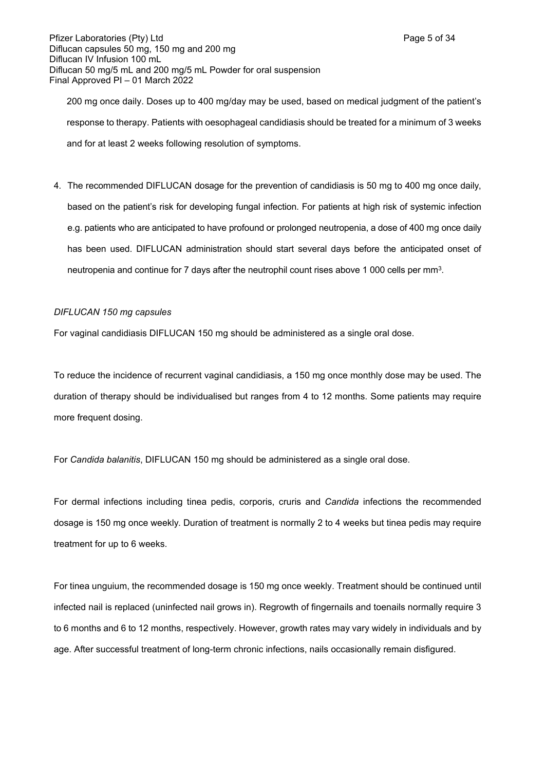200 mg once daily. Doses up to 400 mg/day may be used, based on medical judgment of the patient's response to therapy. Patients with oesophageal candidiasis should be treated for a minimum of 3 weeks and for at least 2 weeks following resolution of symptoms.

4. The recommended DIFLUCAN dosage for the prevention of candidiasis is 50 mg to 400 mg once daily, based on the patient's risk for developing fungal infection. For patients at high risk of systemic infection e.g. patients who are anticipated to have profound or prolonged neutropenia, a dose of 400 mg once daily has been used. DIFLUCAN administration should start several days before the anticipated onset of neutropenia and continue for 7 days after the neutrophil count rises above 1 000 cells per $mm^3$.

*DIFLUCAN 150 mg capsules*

For vaginal candidiasis DIFLUCAN 150 mg should be administered as a single oral dose.

To reduce the incidence of recurrent vaginal candidiasis, a 150 mg once monthly dose may be used. The duration of therapy should be individualised but ranges from 4 to 12 months. Some patients may require more frequent dosing.

For *Candida balanitis*, DIFLUCAN 150 mg should be administered as a single oral dose.

For dermal infections including tinea pedis, corporis, cruris and *Candida* infections the recommended dosage is 150 mg once weekly. Duration of treatment is normally 2 to 4 weeks but tinea pedis may require treatment for up to 6 weeks.

For tinea unguium, the recommended dosage is 150 mg once weekly. Treatment should be continued until infected nail is replaced (uninfected nail grows in). Regrowth of fingernails and toenails normally require 3 to 6 months and 6 to 12 months, respectively. However, growth rates may vary widely in individuals and by age. After successful treatment of long-term chronic infections, nails occasionally remain disfigured.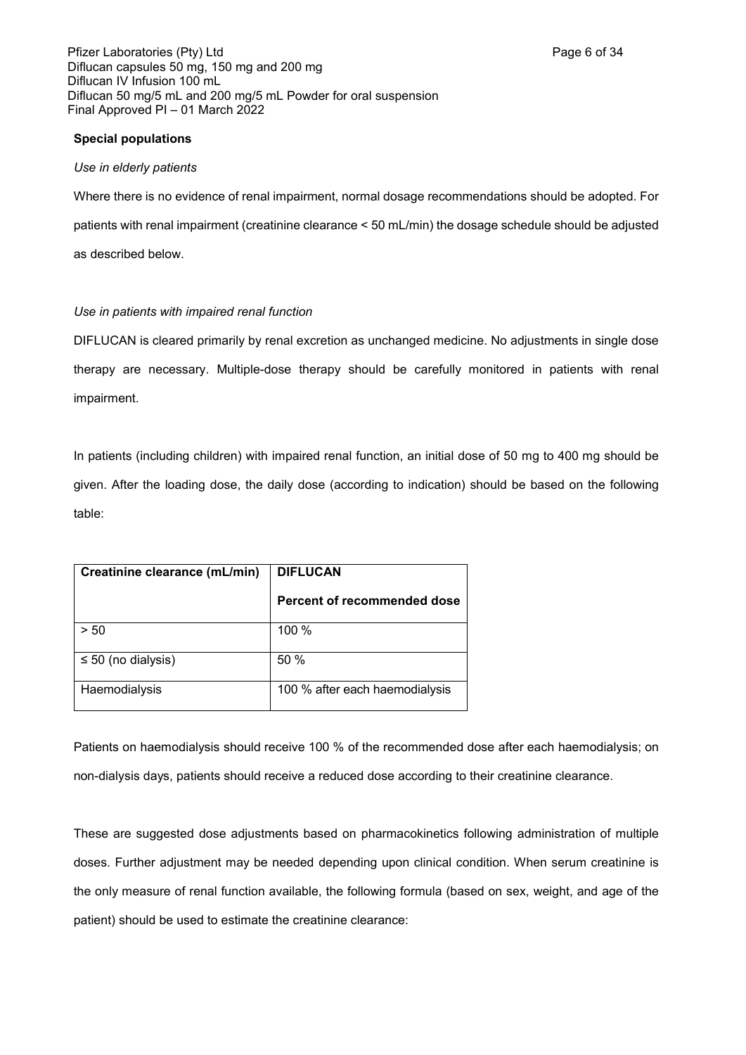**Special populations**

*Use in elderly patients*

Where there is no evidence of renal impairment, normal dosage recommendations should be adopted. For patients with renal impairment (creatinine clearance < 50 mL/min) the dosage schedule should be adjusted as described below.

*Use in patients with impaired renal function*

DIFLUCAN is cleared primarily by renal excretion as unchanged medicine. No adjustments in single dose therapy are necessary. Multiple-dose therapy should be carefully monitored in patients with renal impairment.

In patients (including children) with impaired renal function, an initial dose of 50 mg to 400 mg should be given. After the loading dose, the daily dose (according to indication) should be based on the following table:

| Creatinine clearance (mL/min) | DIFLUCAN Percent of recommended dose |
|---|---|
| > 50 | 100 % |
| ≤ 50 (no dialysis) | 50 % |
| Haemodialysis | 100 % after each haemodialysis |

Patients on haemodialysis should receive 100 % of the recommended dose after each haemodialysis; on non-dialysis days, patients should receive a reduced dose according to their creatinine clearance.

These are suggested dose adjustments based on pharmacokinetics following administration of multiple doses. Further adjustment may be needed depending upon clinical condition. When serum creatinine is the only measure of renal function available, the following formula (based on sex, weight, and age of the patient) should be used to estimate the creatinine clearance: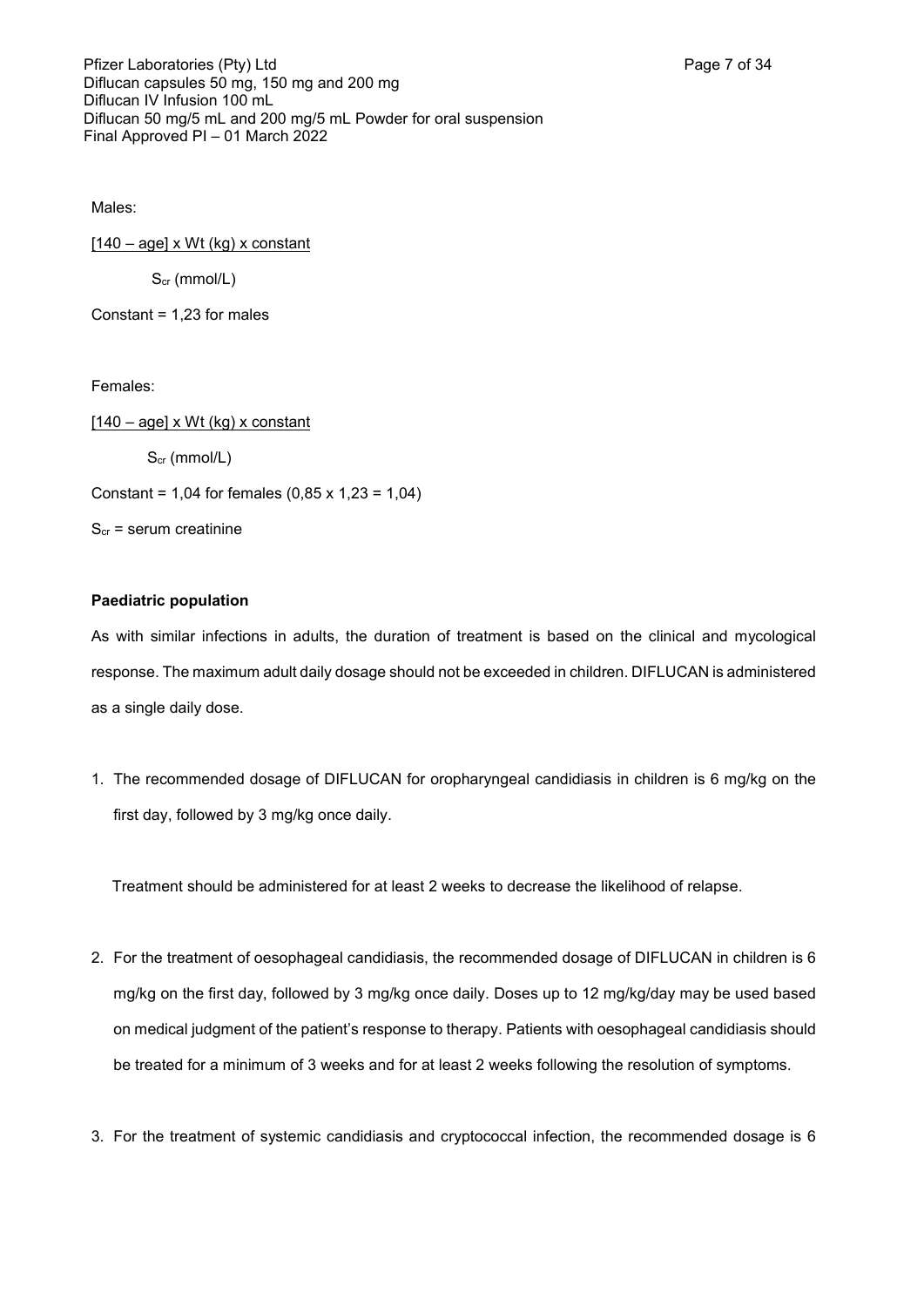Males:

$$\frac{[140 - \text{age}] \times \text{Wt (kg)} \times \text{constant}}{S_{cr} \text{ (mmol/L)}}$$

Constant = 1,23 for males

Females:

$$\frac{[140 - \text{age}] \times \text{Wt (kg)} \times \text{constant}}{S_{cr} \text{ (mmol/L)}}$$

Constant = 1,04 for females (0,85 x 1,23 = 1,04)

$S_{cr}$ = serum creatinine

**Paediatric population**

As with similar infections in adults, the duration of treatment is based on the clinical and mycological response. The maximum adult daily dosage should not be exceeded in children. DIFLUCAN is administered as a single daily dose.

1. The recommended dosage of DIFLUCAN for oropharyngeal candidiasis in children is 6 mg/kg on the first day, followed by 3 mg/kg once daily.

   Treatment should be administered for at least 2 weeks to decrease the likelihood of relapse.

2. For the treatment of oesophageal candidiasis, the recommended dosage of DIFLUCAN in children is 6 mg/kg on the first day, followed by 3 mg/kg once daily. Doses up to 12 mg/kg/day may be used based on medical judgment of the patient's response to therapy. Patients with oesophageal candidiasis should be treated for a minimum of 3 weeks and for at least 2 weeks following the resolution of symptoms.

3. For the treatment of systemic candidiasis and cryptococcal infection, the recommended dosage is 6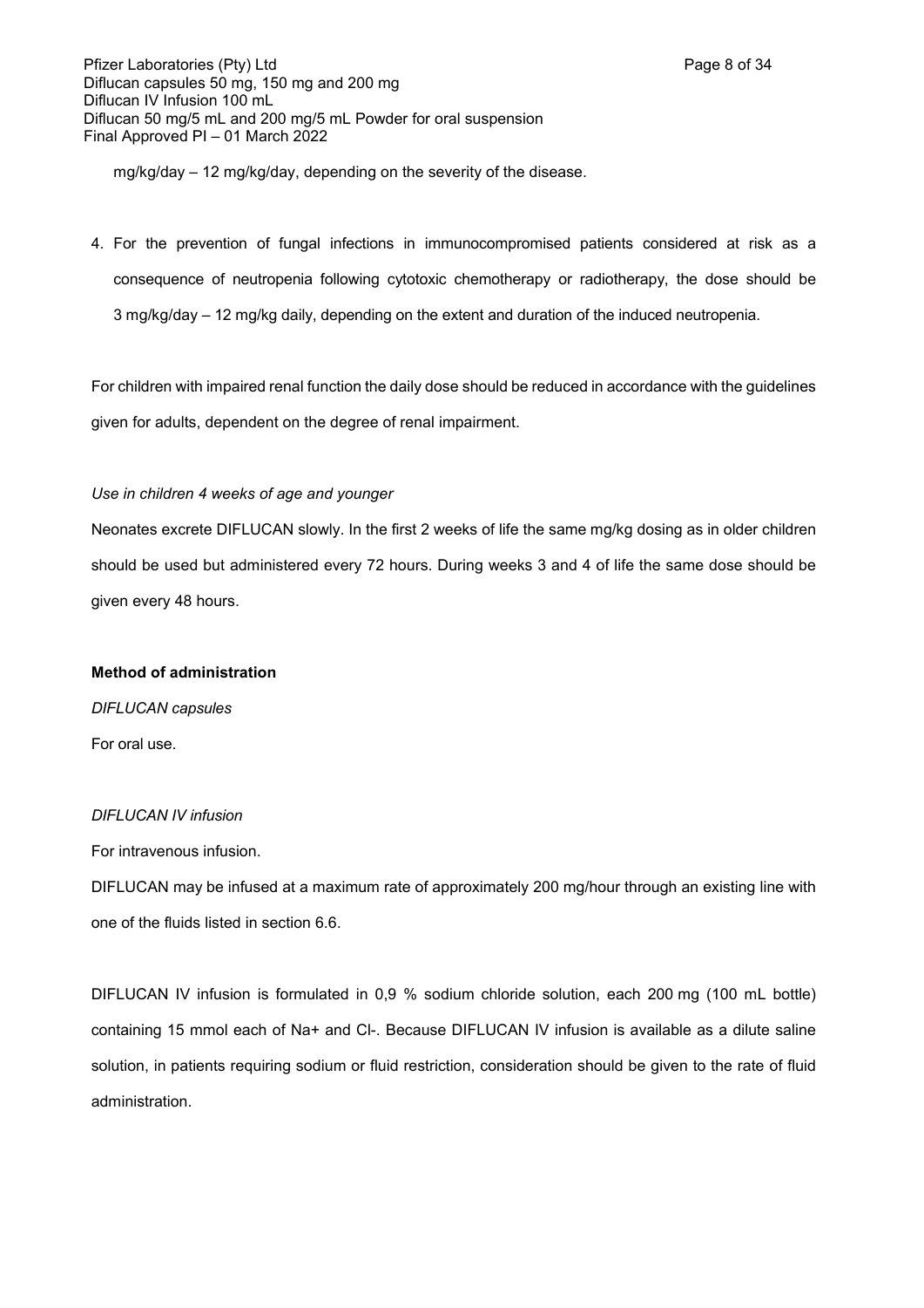mg/kg/day – 12 mg/kg/day, depending on the severity of the disease.

4. For the prevention of fungal infections in immunocompromised patients considered at risk as a consequence of neutropenia following cytotoxic chemotherapy or radiotherapy, the dose should be 3 mg/kg/day – 12 mg/kg daily, depending on the extent and duration of the induced neutropenia.

For children with impaired renal function the daily dose should be reduced in accordance with the guidelines given for adults, dependent on the degree of renal impairment.

*Use in children 4 weeks of age and younger*

Neonates excrete DIFLUCAN slowly. In the first 2 weeks of life the same mg/kg dosing as in older children should be used but administered every 72 hours. During weeks 3 and 4 of life the same dose should be given every 48 hours.

**Method of administration**

*DIFLUCAN capsules*

For oral use.

*DIFLUCAN IV infusion*

For intravenous infusion.

DIFLUCAN may be infused at a maximum rate of approximately 200 mg/hour through an existing line with one of the fluids listed in section 6.6.

DIFLUCAN IV infusion is formulated in 0,9 % sodium chloride solution, each 200 mg (100 mL bottle) containing 15 mmol each of $Na^+$ and $Cl^-$. Because DIFLUCAN IV infusion is available as a dilute saline solution, in patients requiring sodium or fluid restriction, consideration should be given to the rate of fluid administration.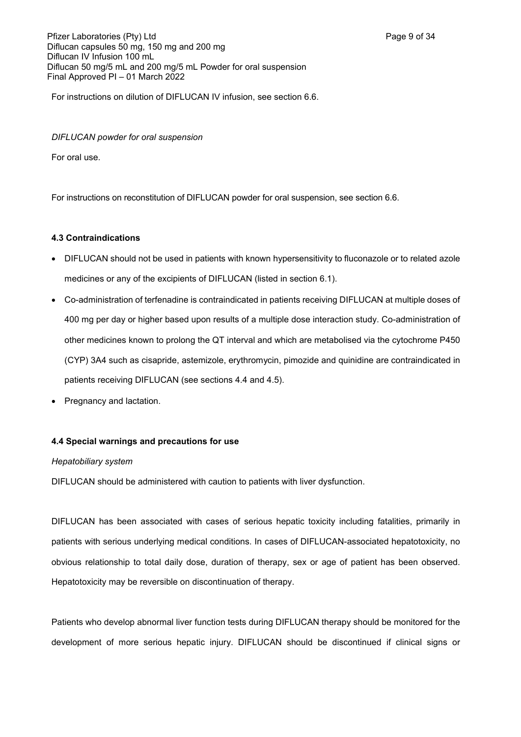For instructions on dilution of DIFLUCAN IV infusion, see section 6.6.

*DIFLUCAN powder for oral suspension*

For oral use.

For instructions on reconstitution of DIFLUCAN powder for oral suspension, see section 6.6.

### 4.3 Contraindications

- DIFLUCAN should not be used in patients with known hypersensitivity to fluconazole or to related azole medicines or any of the excipients of DIFLUCAN (listed in section 6.1).
- Co-administration of terfenadine is contraindicated in patients receiving DIFLUCAN at multiple doses of 400 mg per day or higher based upon results of a multiple dose interaction study. Co-administration of other medicines known to prolong the QT interval and which are metabolised via the cytochrome P450 (CYP) 3A4 such as cisapride, astemizole, erythromycin, pimozide and quinidine are contraindicated in patients receiving DIFLUCAN (see sections 4.4 and 4.5).
- Pregnancy and lactation.

### 4.4 Special warnings and precautions for use

*Hepatobiliary system*

DIFLUCAN should be administered with caution to patients with liver dysfunction.

DIFLUCAN has been associated with cases of serious hepatic toxicity including fatalities, primarily in patients with serious underlying medical conditions. In cases of DIFLUCAN-associated hepatotoxicity, no obvious relationship to total daily dose, duration of therapy, sex or age of patient has been observed. Hepatotoxicity may be reversible on discontinuation of therapy.

Patients who develop abnormal liver function tests during DIFLUCAN therapy should be monitored for the development of more serious hepatic injury. DIFLUCAN should be discontinued if clinical signs or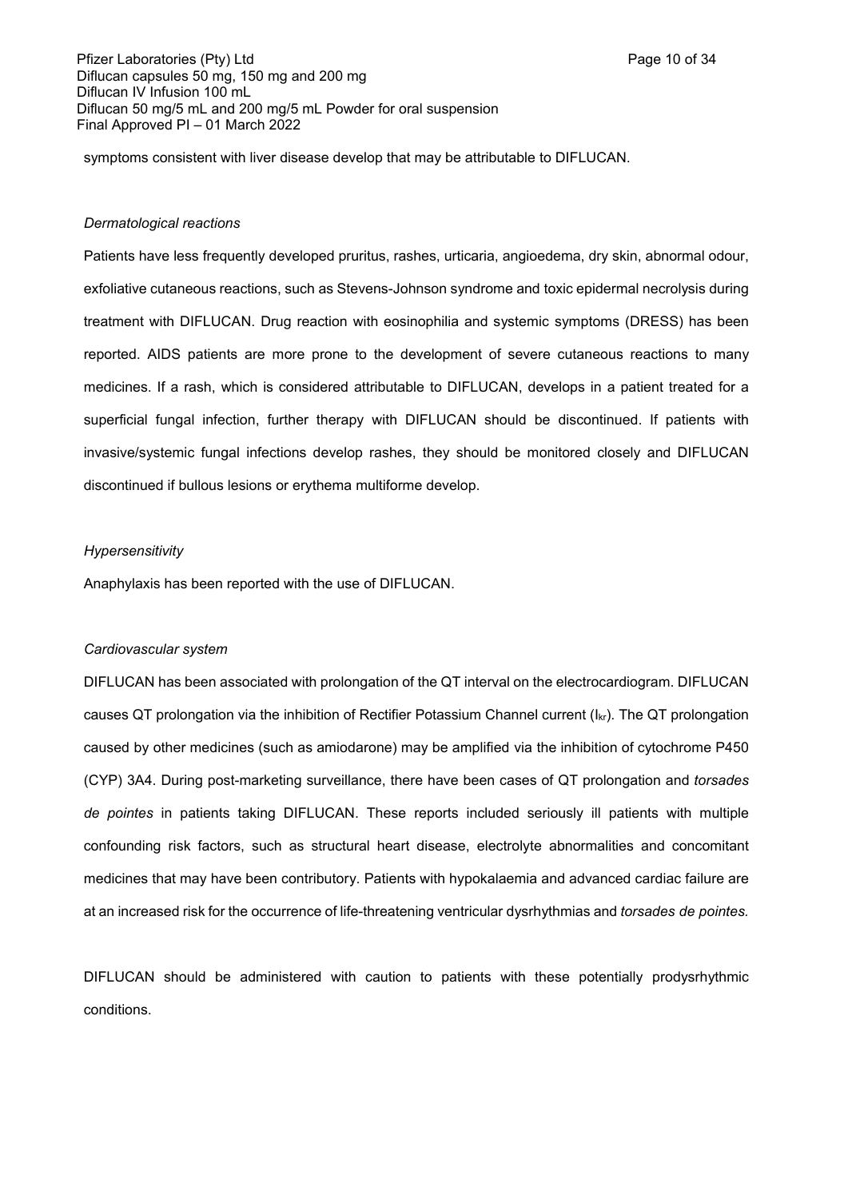symptoms consistent with liver disease develop that may be attributable to DIFLUCAN.

*Dermatological reactions*

Patients have less frequently developed pruritus, rashes, urticaria, angioedema, dry skin, abnormal odour, exfoliative cutaneous reactions, such as Stevens-Johnson syndrome and toxic epidermal necrolysis during treatment with DIFLUCAN. Drug reaction with eosinophilia and systemic symptoms (DRESS) has been reported. AIDS patients are more prone to the development of severe cutaneous reactions to many medicines. If a rash, which is considered attributable to DIFLUCAN, develops in a patient treated for a superficial fungal infection, further therapy with DIFLUCAN should be discontinued. If patients with invasive/systemic fungal infections develop rashes, they should be monitored closely and DIFLUCAN discontinued if bullous lesions or erythema multiforme develop.

*Hypersensitivity*

Anaphylaxis has been reported with the use of DIFLUCAN.

*Cardiovascular system*

DIFLUCAN has been associated with prolongation of the QT interval on the electrocardiogram. DIFLUCAN causes QT prolongation via the inhibition of Rectifier Potassium Channel current ($I_{kr}$). The QT prolongation caused by other medicines (such as amiodarone) may be amplified via the inhibition of cytochrome P450 (CYP) 3A4. During post-marketing surveillance, there have been cases of QT prolongation and *torsades de pointes* in patients taking DIFLUCAN. These reports included seriously ill patients with multiple confounding risk factors, such as structural heart disease, electrolyte abnormalities and concomitant medicines that may have been contributory. Patients with hypokalaemia and advanced cardiac failure are at an increased risk for the occurrence of life-threatening ventricular dysrhythmias and *torsades de pointes.*

DIFLUCAN should be administered with caution to patients with these potentially prodysrhythmic conditions.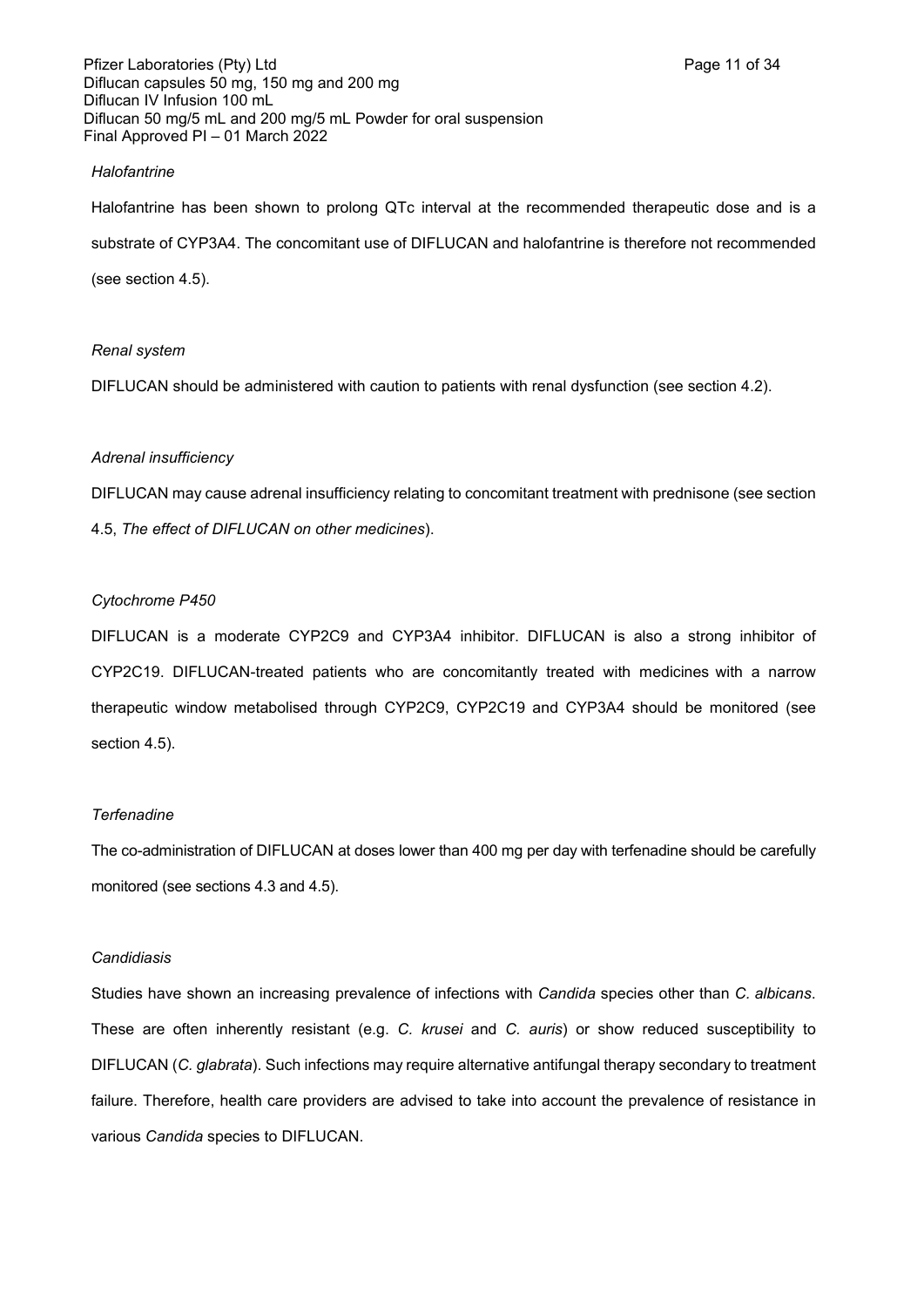*Halofantrine*

Halofantrine has been shown to prolong QTc interval at the recommended therapeutic dose and is a substrate of CYP3A4. The concomitant use of DIFLUCAN and halofantrine is therefore not recommended (see section 4.5).

*Renal system*

DIFLUCAN should be administered with caution to patients with renal dysfunction (see section 4.2).

*Adrenal insufficiency*

DIFLUCAN may cause adrenal insufficiency relating to concomitant treatment with prednisone (see section 4.5, *The effect of DIFLUCAN on other medicines*).

*Cytochrome P450*

DIFLUCAN is a moderate CYP2C9 and CYP3A4 inhibitor. DIFLUCAN is also a strong inhibitor of CYP2C19. DIFLUCAN-treated patients who are concomitantly treated with medicines with a narrow therapeutic window metabolised through CYP2C9, CYP2C19 and CYP3A4 should be monitored (see section 4.5).

*Terfenadine*

The co-administration of DIFLUCAN at doses lower than 400 mg per day with terfenadine should be carefully monitored (see sections 4.3 and 4.5).

*Candidiasis*

Studies have shown an increasing prevalence of infections with *Candida* species other than *C. albicans*. These are often inherently resistant (e.g. *C. krusei* and *C. auris*) or show reduced susceptibility to DIFLUCAN (*C. glabrata*). Such infections may require alternative antifungal therapy secondary to treatment failure. Therefore, health care providers are advised to take into account the prevalence of resistance in various *Candida* species to DIFLUCAN.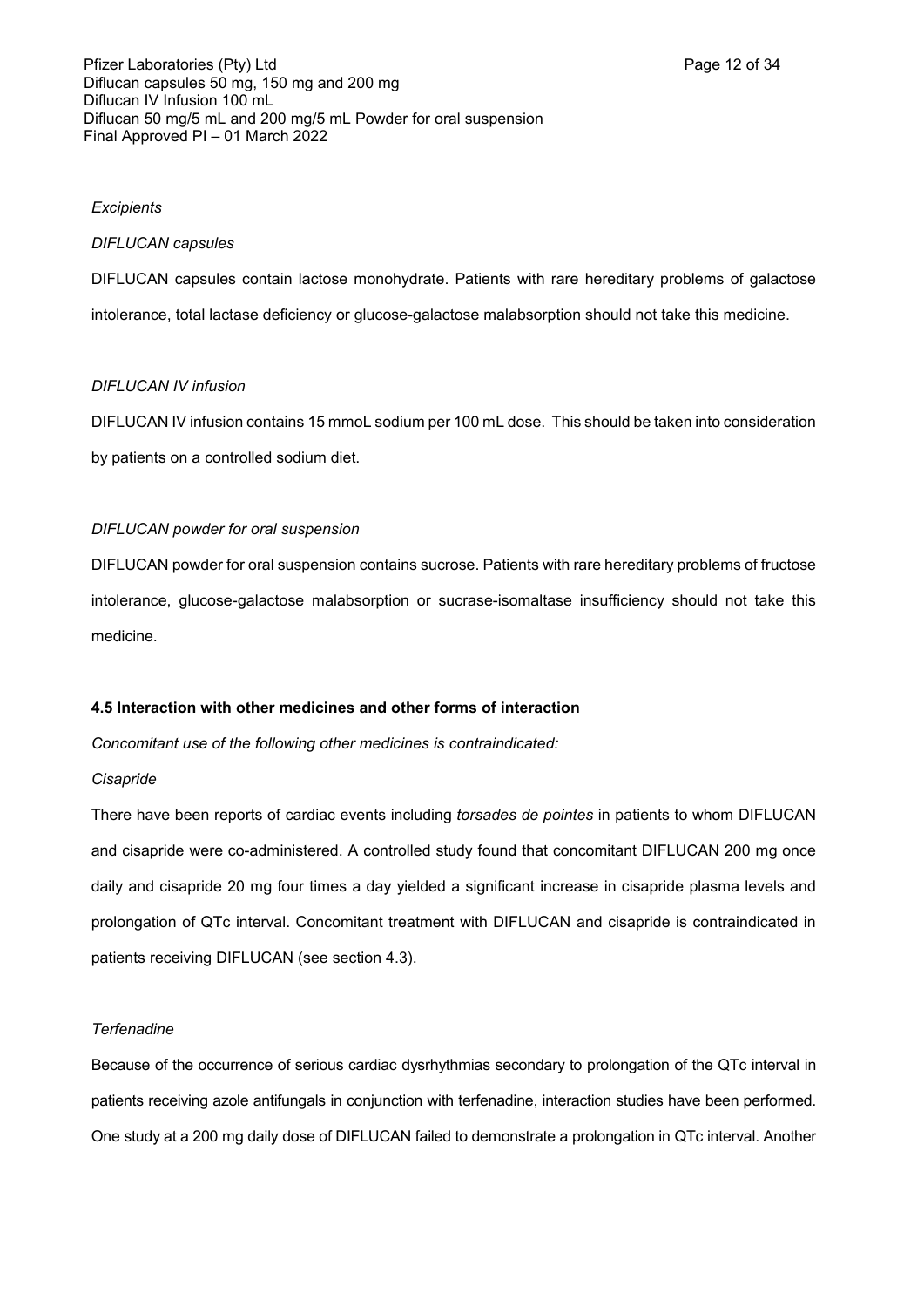*Excipients*

*DIFLUCAN capsules*

DIFLUCAN capsules contain lactose monohydrate. Patients with rare hereditary problems of galactose intolerance, total lactase deficiency or glucose-galactose malabsorption should not take this medicine.

*DIFLUCAN IV infusion*

DIFLUCAN IV infusion contains 15 mmoL sodium per 100 mL dose. This should be taken into consideration by patients on a controlled sodium diet.

*DIFLUCAN powder for oral suspension*

DIFLUCAN powder for oral suspension contains sucrose. Patients with rare hereditary problems of fructose intolerance, glucose-galactose malabsorption or sucrase-isomaltase insufficiency should not take this medicine.

**4.5 Interaction with other medicines and other forms of interaction**

*Concomitant use of the following other medicines is contraindicated:*

*Cisapride*

There have been reports of cardiac events including *torsades de pointes* in patients to whom DIFLUCAN and cisapride were co-administered. A controlled study found that concomitant DIFLUCAN 200 mg once daily and cisapride 20 mg four times a day yielded a significant increase in cisapride plasma levels and prolongation of QTc interval. Concomitant treatment with DIFLUCAN and cisapride is contraindicated in patients receiving DIFLUCAN (see section 4.3).

*Terfenadine*

Because of the occurrence of serious cardiac dysrhythmias secondary to prolongation of the QTc interval in patients receiving azole antifungals in conjunction with terfenadine, interaction studies have been performed. One study at a 200 mg daily dose of DIFLUCAN failed to demonstrate a prolongation in QTc interval. Another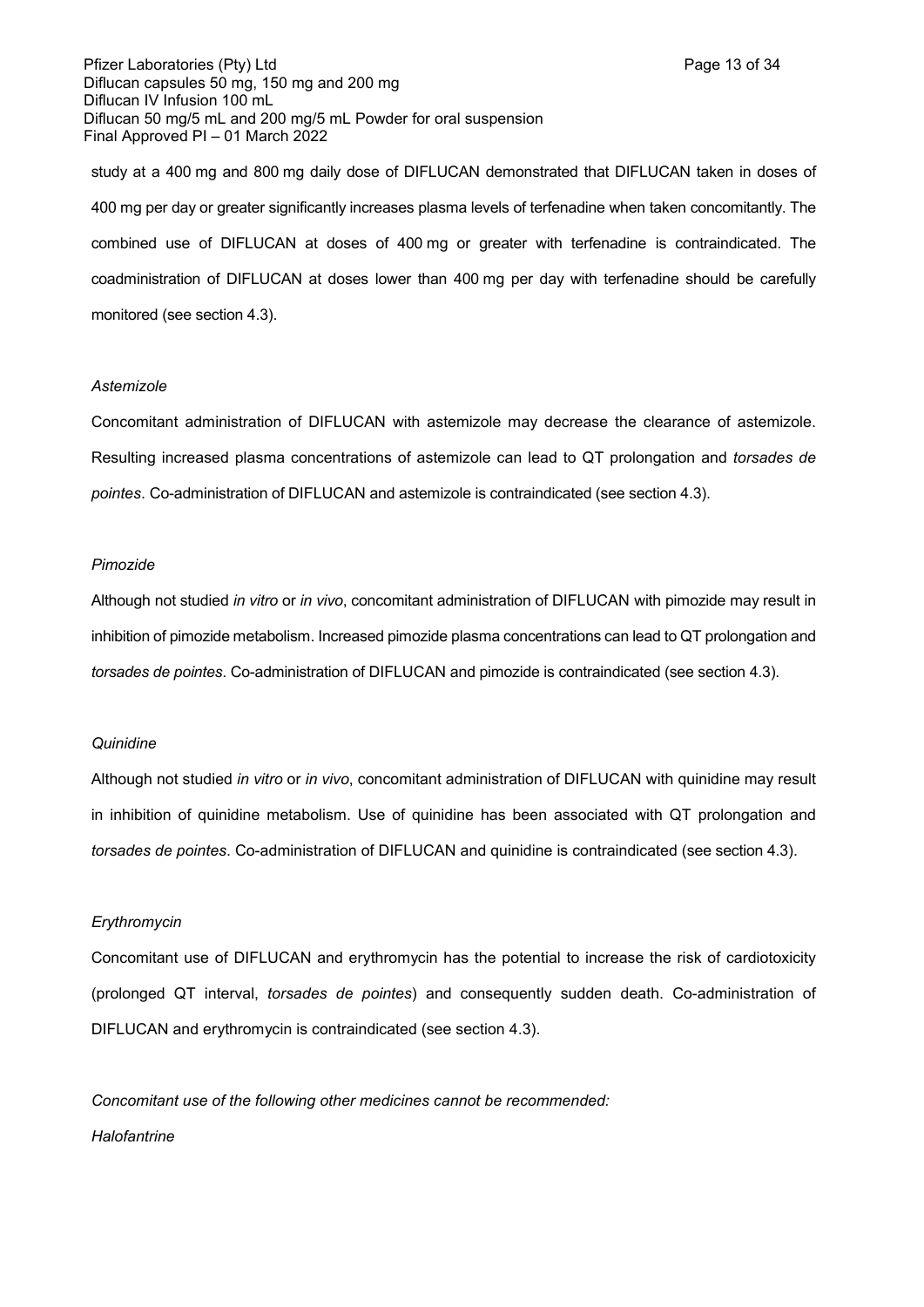study at a 400 mg and 800 mg daily dose of DIFLUCAN demonstrated that DIFLUCAN taken in doses of 400 mg per day or greater significantly increases plasma levels of terfenadine when taken concomitantly. The combined use of DIFLUCAN at doses of 400 mg or greater with terfenadine is contraindicated. The coadministration of DIFLUCAN at doses lower than 400 mg per day with terfenadine should be carefully monitored (see section 4.3).

*Astemizole*

Concomitant administration of DIFLUCAN with astemizole may decrease the clearance of astemizole. Resulting increased plasma concentrations of astemizole can lead to QT prolongation and *torsades de pointes*. Co-administration of DIFLUCAN and astemizole is contraindicated (see section 4.3).

*Pimozide*

Although not studied *in vitro* or *in vivo*, concomitant administration of DIFLUCAN with pimozide may result in inhibition of pimozide metabolism. Increased pimozide plasma concentrations can lead to QT prolongation and *torsades de pointes*. Co-administration of DIFLUCAN and pimozide is contraindicated (see section 4.3).

*Quinidine*

Although not studied *in vitro* or *in vivo*, concomitant administration of DIFLUCAN with quinidine may result in inhibition of quinidine metabolism. Use of quinidine has been associated with QT prolongation and *torsades de pointes*. Co-administration of DIFLUCAN and quinidine is contraindicated (see section 4.3).

*Erythromycin*

Concomitant use of DIFLUCAN and erythromycin has the potential to increase the risk of cardiotoxicity (prolonged QT interval, *torsades de pointes*) and consequently sudden death. Co-administration of DIFLUCAN and erythromycin is contraindicated (see section 4.3).

*Concomitant use of the following other medicines cannot be recommended:*

*Halofantrine*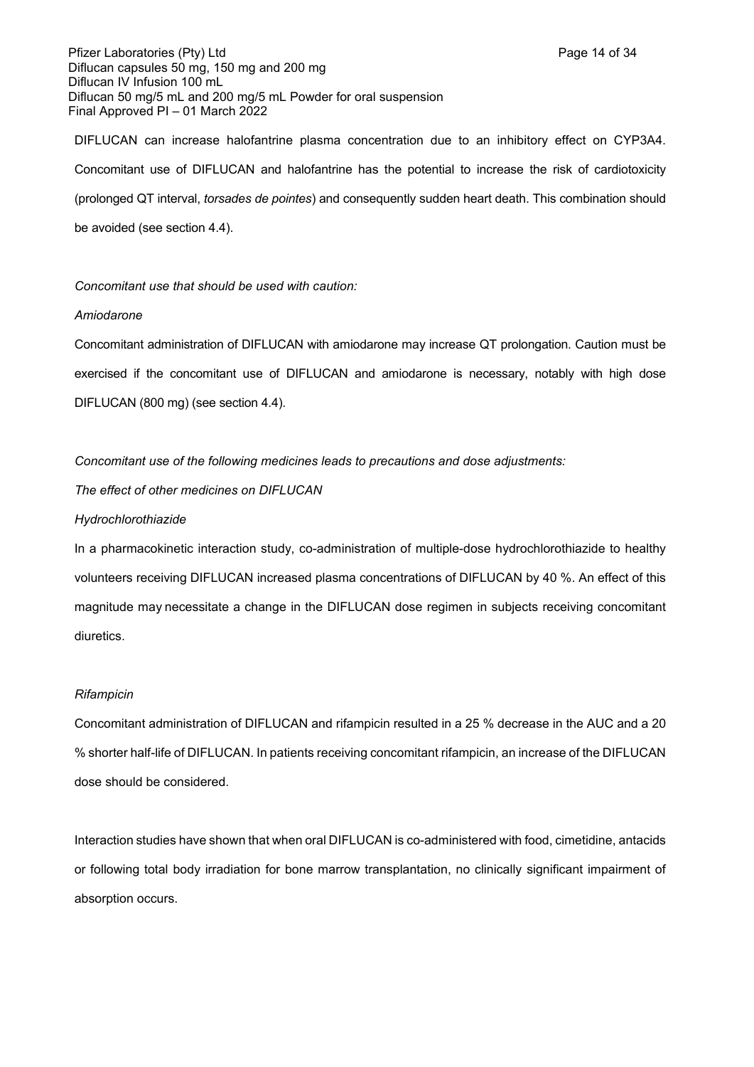DIFLUCAN can increase halofantrine plasma concentration due to an inhibitory effect on CYP3A4. Concomitant use of DIFLUCAN and halofantrine has the potential to increase the risk of cardiotoxicity (prolonged QT interval, *torsades de pointes*) and consequently sudden heart death. This combination should be avoided (see section 4.4).

*Concomitant use that should be used with caution:*

*Amiodarone*

Concomitant administration of DIFLUCAN with amiodarone may increase QT prolongation. Caution must be exercised if the concomitant use of DIFLUCAN and amiodarone is necessary, notably with high dose DIFLUCAN (800 mg) (see section 4.4).

*Concomitant use of the following medicines leads to precautions and dose adjustments:*

*The effect of other medicines on DIFLUCAN*

*Hydrochlorothiazide*

In a pharmacokinetic interaction study, co-administration of multiple-dose hydrochlorothiazide to healthy volunteers receiving DIFLUCAN increased plasma concentrations of DIFLUCAN by 40 %. An effect of this magnitude may necessitate a change in the DIFLUCAN dose regimen in subjects receiving concomitant diuretics.

*Rifampicin*

Concomitant administration of DIFLUCAN and rifampicin resulted in a 25 % decrease in the AUC and a 20 % shorter half-life of DIFLUCAN. In patients receiving concomitant rifampicin, an increase of the DIFLUCAN dose should be considered.

Interaction studies have shown that when oral DIFLUCAN is co-administered with food, cimetidine, antacids or following total body irradiation for bone marrow transplantation, no clinically significant impairment of absorption occurs.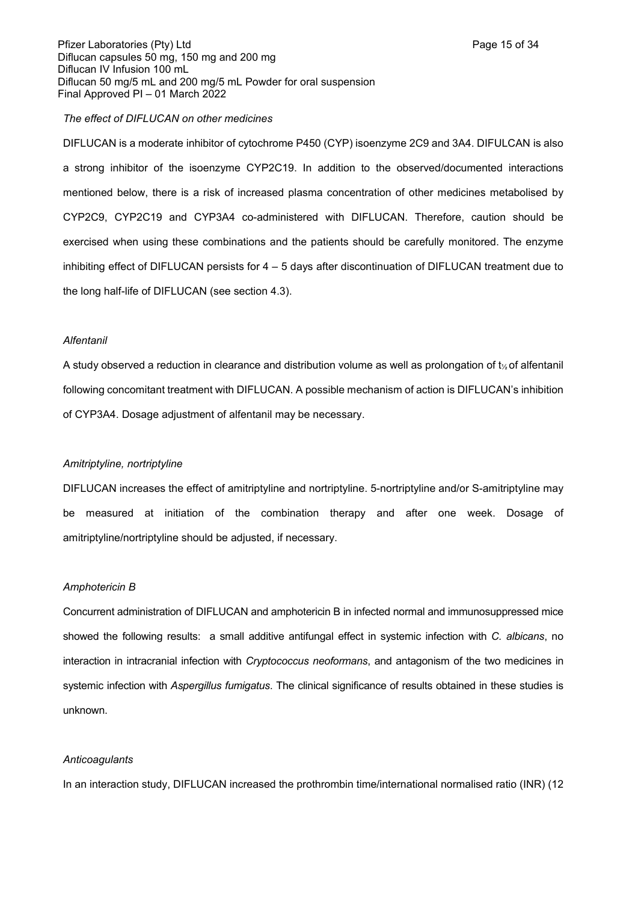*The effect of DIFLUCAN on other medicines*

DIFLUCAN is a moderate inhibitor of cytochrome P450 (CYP) isoenzyme 2C9 and 3A4. DIFULCAN is also a strong inhibitor of the isoenzyme CYP2C19. In addition to the observed/documented interactions mentioned below, there is a risk of increased plasma concentration of other medicines metabolised by CYP2C9, CYP2C19 and CYP3A4 co-administered with DIFLUCAN. Therefore, caution should be exercised when using these combinations and the patients should be carefully monitored. The enzyme inhibiting effect of DIFLUCAN persists for 4 – 5 days after discontinuation of DIFLUCAN treatment due to the long half-life of DIFLUCAN (see section 4.3).

*Alfentanil*

A study observed a reduction in clearance and distribution volume as well as prolongation of $t_{½}$ of alfentanil following concomitant treatment with DIFLUCAN. A possible mechanism of action is DIFLUCAN's inhibition of CYP3A4. Dosage adjustment of alfentanil may be necessary.

*Amitriptyline, nortriptyline*

DIFLUCAN increases the effect of amitriptyline and nortriptyline. 5-nortriptyline and/or S-amitriptyline may be measured at initiation of the combination therapy and after one week. Dosage of amitriptyline/nortriptyline should be adjusted, if necessary.

*Amphotericin B*

Concurrent administration of DIFLUCAN and amphotericin B in infected normal and immunosuppressed mice showed the following results: a small additive antifungal effect in systemic infection with *C. albicans*, no interaction in intracranial infection with *Cryptococcus neoformans*, and antagonism of the two medicines in systemic infection with *Aspergillus fumigatus*. The clinical significance of results obtained in these studies is unknown.

*Anticoagulants*

In an interaction study, DIFLUCAN increased the prothrombin time/international normalised ratio (INR) (12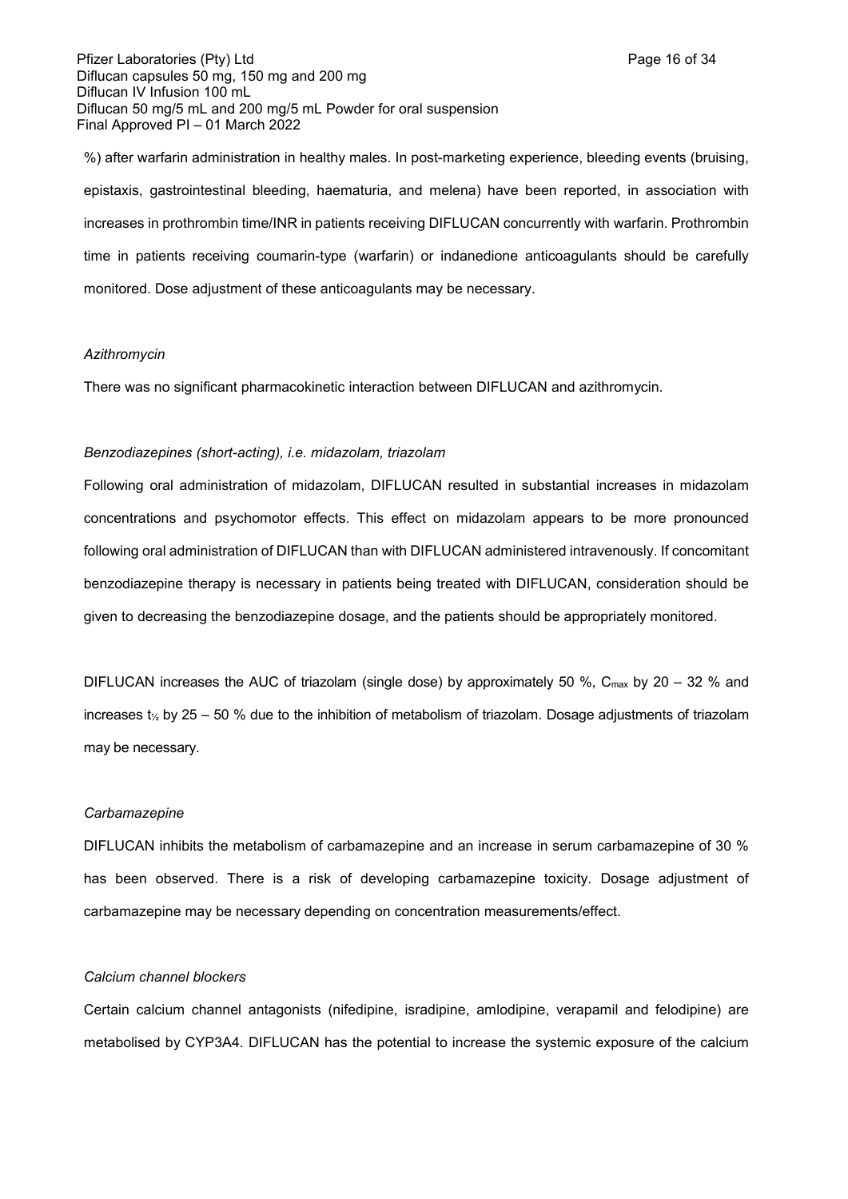%) after warfarin administration in healthy males. In post-marketing experience, bleeding events (bruising, epistaxis, gastrointestinal bleeding, haematuria, and melena) have been reported, in association with increases in prothrombin time/INR in patients receiving DIFLUCAN concurrently with warfarin. Prothrombin time in patients receiving coumarin-type (warfarin) or indanedione anticoagulants should be carefully monitored. Dose adjustment of these anticoagulants may be necessary.

*Azithromycin*

There was no significant pharmacokinetic interaction between DIFLUCAN and azithromycin.

*Benzodiazepines (short-acting), i.e. midazolam, triazolam*

Following oral administration of midazolam, DIFLUCAN resulted in substantial increases in midazolam concentrations and psychomotor effects. This effect on midazolam appears to be more pronounced following oral administration of DIFLUCAN than with DIFLUCAN administered intravenously. If concomitant benzodiazepine therapy is necessary in patients being treated with DIFLUCAN, consideration should be given to decreasing the benzodiazepine dosage, and the patients should be appropriately monitored.

DIFLUCAN increases the AUC of triazolam (single dose) by approximately 50 %, $C_{max}$ by 20 – 32 % and increases $t_{½}$ by 25 – 50 % due to the inhibition of metabolism of triazolam. Dosage adjustments of triazolam may be necessary.

*Carbamazepine*

DIFLUCAN inhibits the metabolism of carbamazepine and an increase in serum carbamazepine of 30 % has been observed. There is a risk of developing carbamazepine toxicity. Dosage adjustment of carbamazepine may be necessary depending on concentration measurements/effect.

*Calcium channel blockers*

Certain calcium channel antagonists (nifedipine, isradipine, amlodipine, verapamil and felodipine) are metabolised by CYP3A4. DIFLUCAN has the potential to increase the systemic exposure of the calcium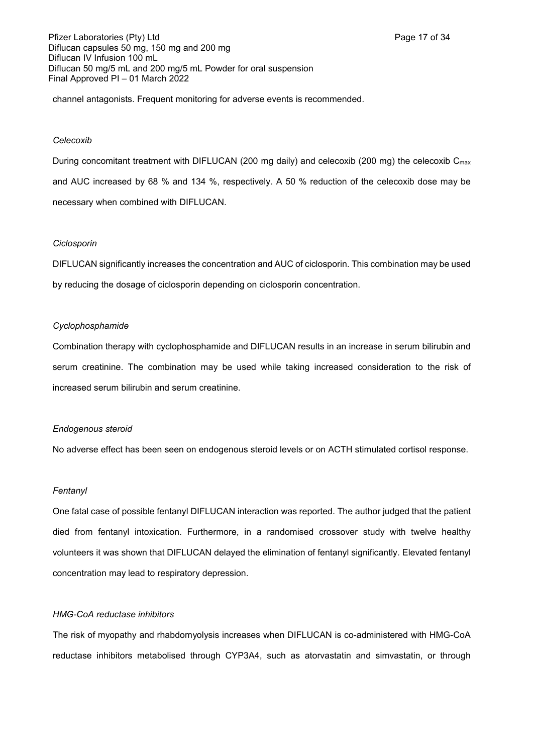channel antagonists. Frequent monitoring for adverse events is recommended.

*Celecoxib*

During concomitant treatment with DIFLUCAN (200 mg daily) and celecoxib (200 mg) the celecoxib $C_{max}$ and AUC increased by 68 % and 134 %, respectively. A 50 % reduction of the celecoxib dose may be necessary when combined with DIFLUCAN.

*Ciclosporin*

DIFLUCAN significantly increases the concentration and AUC of ciclosporin. This combination may be used by reducing the dosage of ciclosporin depending on ciclosporin concentration.

*Cyclophosphamide*

Combination therapy with cyclophosphamide and DIFLUCAN results in an increase in serum bilirubin and serum creatinine. The combination may be used while taking increased consideration to the risk of increased serum bilirubin and serum creatinine.

*Endogenous steroid*

No adverse effect has been seen on endogenous steroid levels or on ACTH stimulated cortisol response.

*Fentanyl*

One fatal case of possible fentanyl DIFLUCAN interaction was reported. The author judged that the patient died from fentanyl intoxication. Furthermore, in a randomised crossover study with twelve healthy volunteers it was shown that DIFLUCAN delayed the elimination of fentanyl significantly. Elevated fentanyl concentration may lead to respiratory depression.

*HMG-CoA reductase inhibitors*

The risk of myopathy and rhabdomyolysis increases when DIFLUCAN is co-administered with HMG-CoA reductase inhibitors metabolised through CYP3A4, such as atorvastatin and simvastatin, or through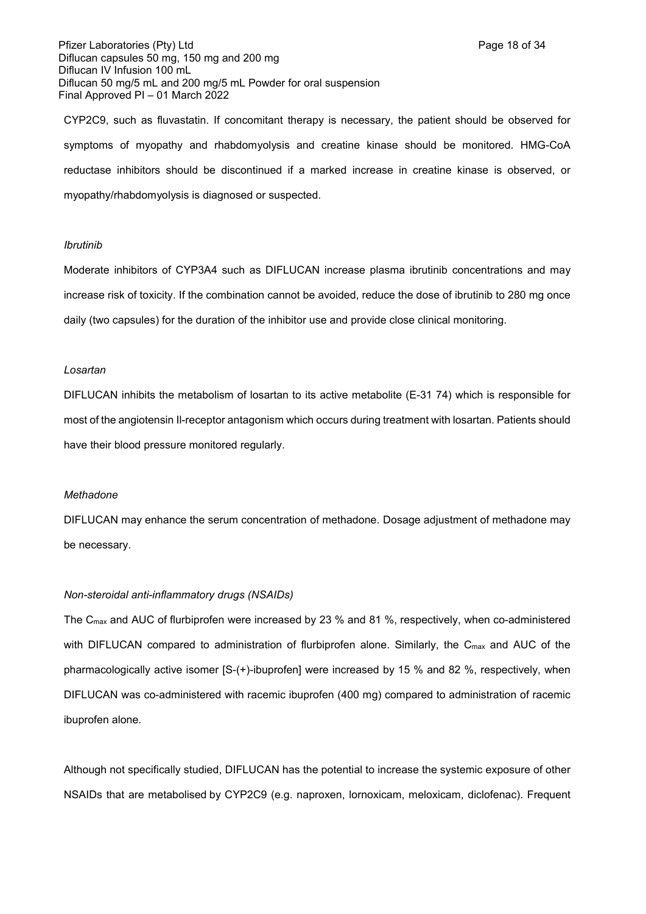CYP2C9, such as fluvastatin. If concomitant therapy is necessary, the patient should be observed for symptoms of myopathy and rhabdomyolysis and creatine kinase should be monitored. HMG-CoA reductase inhibitors should be discontinued if a marked increase in creatine kinase is observed, or myopathy/rhabdomyolysis is diagnosed or suspected.

*Ibrutinib*

Moderate inhibitors of CYP3A4 such as DIFLUCAN increase plasma ibrutinib concentrations and may increase risk of toxicity. If the combination cannot be avoided, reduce the dose of ibrutinib to 280 mg once daily (two capsules) for the duration of the inhibitor use and provide close clinical monitoring.

*Losartan*

DIFLUCAN inhibits the metabolism of losartan to its active metabolite (E-31 74) which is responsible for most of the angiotensin II-receptor antagonism which occurs during treatment with losartan. Patients should have their blood pressure monitored regularly.

*Methadone*

DIFLUCAN may enhance the serum concentration of methadone. Dosage adjustment of methadone may be necessary.

*Non-steroidal anti-inflammatory drugs (NSAIDs)*

The $C_{max}$ and AUC of flurbiprofen were increased by 23 % and 81 %, respectively, when co-administered with DIFLUCAN compared to administration of flurbiprofen alone. Similarly, the $C_{max}$ and AUC of the pharmacologically active isomer [S-(+)-ibuprofen] were increased by 15 % and 82 %, respectively, when DIFLUCAN was co-administered with racemic ibuprofen (400 mg) compared to administration of racemic ibuprofen alone.

Although not specifically studied, DIFLUCAN has the potential to increase the systemic exposure of other NSAIDs that are metabolised by CYP2C9 (e.g. naproxen, lornoxicam, meloxicam, diclofenac). Frequent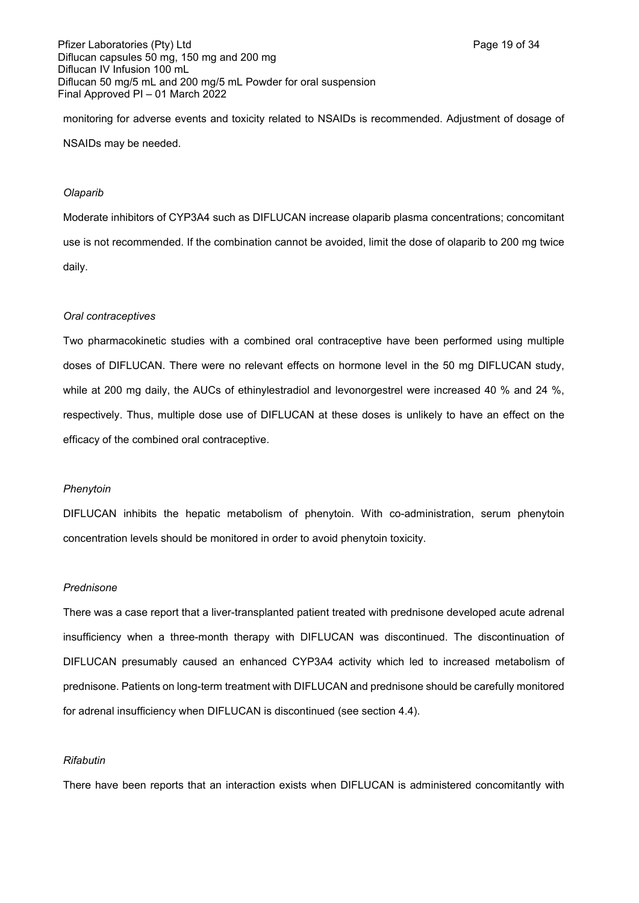monitoring for adverse events and toxicity related to NSAIDs is recommended. Adjustment of dosage of NSAIDs may be needed.

*Olaparib*

Moderate inhibitors of CYP3A4 such as DIFLUCAN increase olaparib plasma concentrations; concomitant use is not recommended. If the combination cannot be avoided, limit the dose of olaparib to 200 mg twice daily.

*Oral contraceptives*

Two pharmacokinetic studies with a combined oral contraceptive have been performed using multiple doses of DIFLUCAN. There were no relevant effects on hormone level in the 50 mg DIFLUCAN study, while at 200 mg daily, the AUCs of ethinylestradiol and levonorgestrel were increased 40 % and 24 %, respectively. Thus, multiple dose use of DIFLUCAN at these doses is unlikely to have an effect on the efficacy of the combined oral contraceptive.

*Phenytoin*

DIFLUCAN inhibits the hepatic metabolism of phenytoin. With co-administration, serum phenytoin concentration levels should be monitored in order to avoid phenytoin toxicity.

*Prednisone*

There was a case report that a liver-transplanted patient treated with prednisone developed acute adrenal insufficiency when a three-month therapy with DIFLUCAN was discontinued. The discontinuation of DIFLUCAN presumably caused an enhanced CYP3A4 activity which led to increased metabolism of prednisone. Patients on long-term treatment with DIFLUCAN and prednisone should be carefully monitored for adrenal insufficiency when DIFLUCAN is discontinued (see section 4.4).

*Rifabutin*

There have been reports that an interaction exists when DIFLUCAN is administered concomitantly with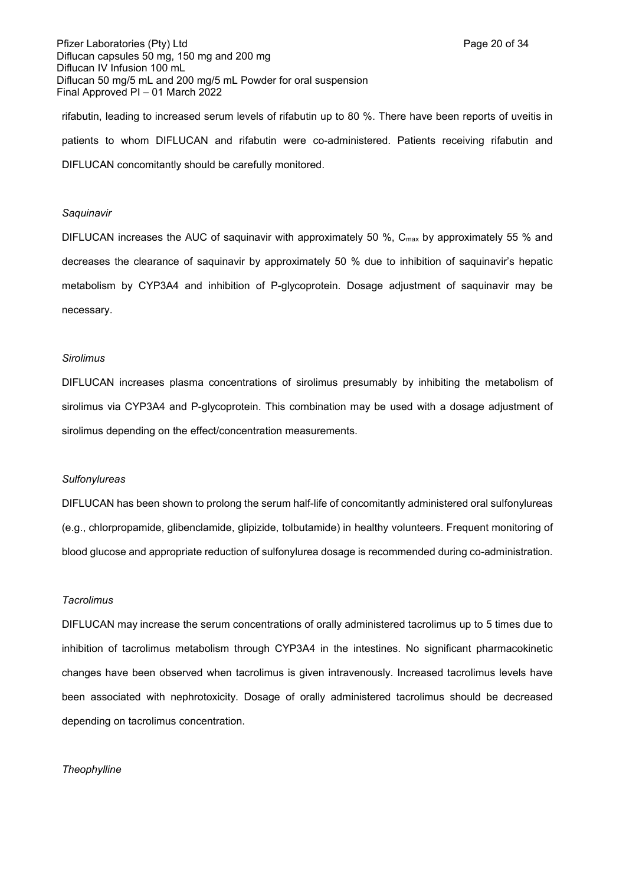rifabutin, leading to increased serum levels of rifabutin up to 80 %. There have been reports of uveitis in patients to whom DIFLUCAN and rifabutin were co-administered. Patients receiving rifabutin and DIFLUCAN concomitantly should be carefully monitored.

*Saquinavir*

DIFLUCAN increases the AUC of saquinavir with approximately 50 %, $C_{max}$ by approximately 55 % and decreases the clearance of saquinavir by approximately 50 % due to inhibition of saquinavir's hepatic metabolism by CYP3A4 and inhibition of P-glycoprotein. Dosage adjustment of saquinavir may be necessary.

*Sirolimus*

DIFLUCAN increases plasma concentrations of sirolimus presumably by inhibiting the metabolism of sirolimus via CYP3A4 and P-glycoprotein. This combination may be used with a dosage adjustment of sirolimus depending on the effect/concentration measurements.

*Sulfonylureas*

DIFLUCAN has been shown to prolong the serum half-life of concomitantly administered oral sulfonylureas (e.g., chlorpropamide, glibenclamide, glipizide, tolbutamide) in healthy volunteers. Frequent monitoring of blood glucose and appropriate reduction of sulfonylurea dosage is recommended during co-administration.

*Tacrolimus*

DIFLUCAN may increase the serum concentrations of orally administered tacrolimus up to 5 times due to inhibition of tacrolimus metabolism through CYP3A4 in the intestines. No significant pharmacokinetic changes have been observed when tacrolimus is given intravenously. Increased tacrolimus levels have been associated with nephrotoxicity. Dosage of orally administered tacrolimus should be decreased depending on tacrolimus concentration.

*Theophylline*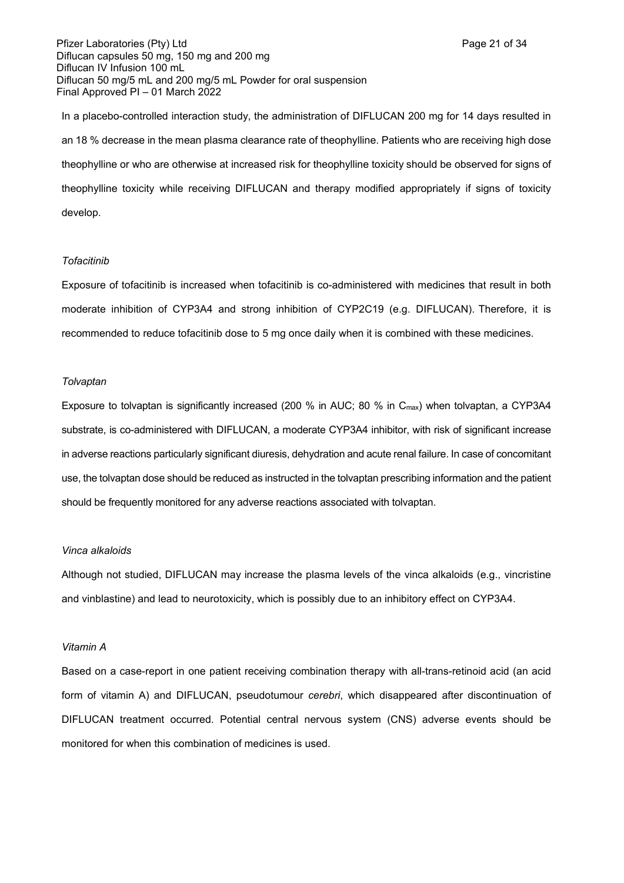In a placebo-controlled interaction study, the administration of DIFLUCAN 200 mg for 14 days resulted in an 18 % decrease in the mean plasma clearance rate of theophylline. Patients who are receiving high dose theophylline or who are otherwise at increased risk for theophylline toxicity should be observed for signs of theophylline toxicity while receiving DIFLUCAN and therapy modified appropriately if signs of toxicity develop.

*Tofacitinib*

Exposure of tofacitinib is increased when tofacitinib is co-administered with medicines that result in both moderate inhibition of CYP3A4 and strong inhibition of CYP2C19 (e.g. DIFLUCAN). Therefore, it is recommended to reduce tofacitinib dose to 5 mg once daily when it is combined with these medicines.

*Tolvaptan*

Exposure to tolvaptan is significantly increased (200 % in AUC; 80 % in $C_{max}$) when tolvaptan, a CYP3A4 substrate, is co-administered with DIFLUCAN, a moderate CYP3A4 inhibitor, with risk of significant increase in adverse reactions particularly significant diuresis, dehydration and acute renal failure. In case of concomitant use, the tolvaptan dose should be reduced as instructed in the tolvaptan prescribing information and the patient should be frequently monitored for any adverse reactions associated with tolvaptan.

*Vinca alkaloids*

Although not studied, DIFLUCAN may increase the plasma levels of the vinca alkaloids (e.g., vincristine and vinblastine) and lead to neurotoxicity, which is possibly due to an inhibitory effect on CYP3A4.

*Vitamin A*

Based on a case-report in one patient receiving combination therapy with all-trans-retinoid acid (an acid form of vitamin A) and DIFLUCAN, pseudotumour *cerebri*, which disappeared after discontinuation of DIFLUCAN treatment occurred. Potential central nervous system (CNS) adverse events should be monitored for when this combination of medicines is used.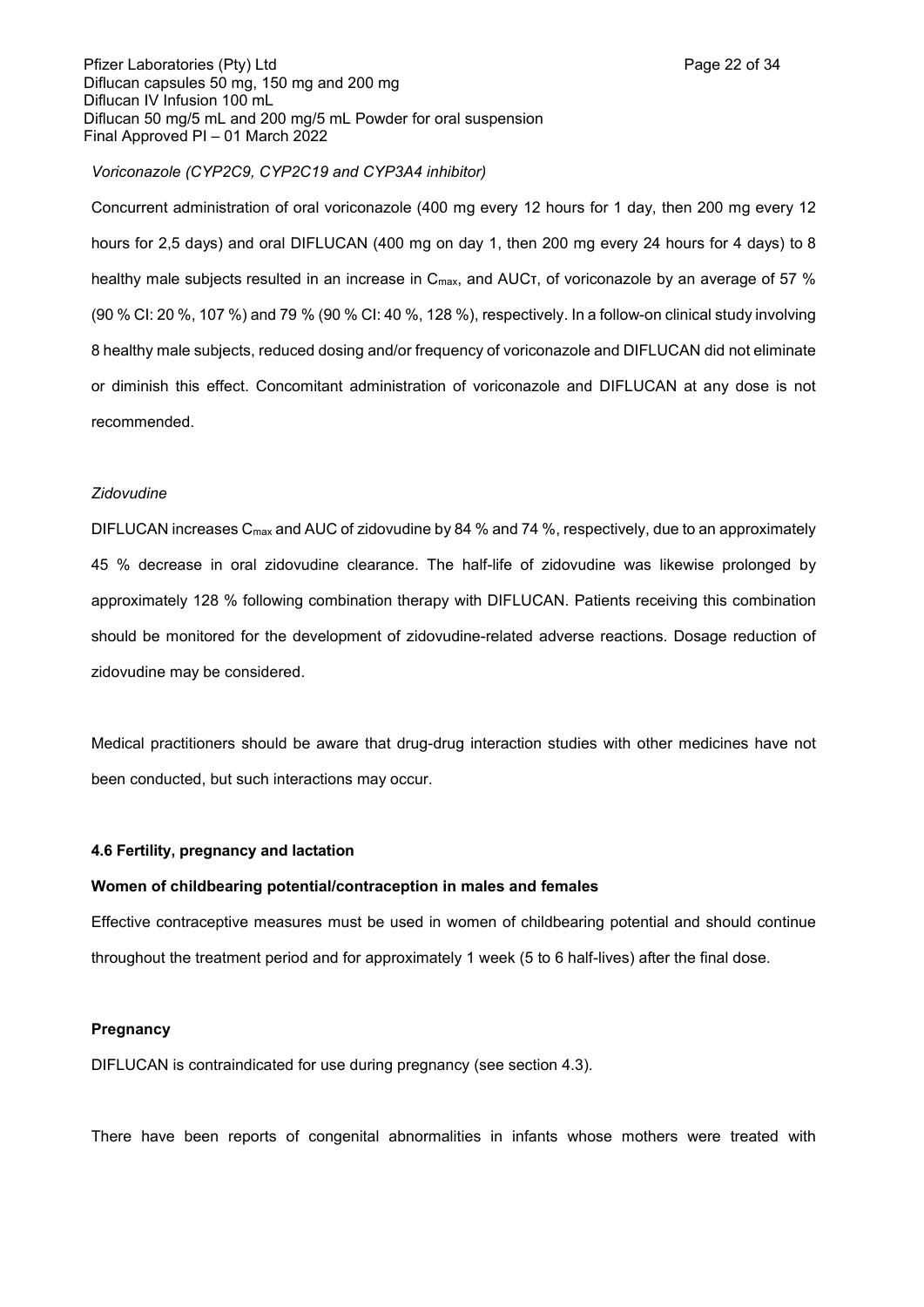*Voriconazole (CYP2C9, CYP2C19 and CYP3A4 inhibitor)*

Concurrent administration of oral voriconazole (400 mg every 12 hours for 1 day, then 200 mg every 12 hours for 2,5 days) and oral DIFLUCAN (400 mg on day 1, then 200 mg every 24 hours for 4 days) to 8 healthy male subjects resulted in an increase in $C_{max}$, and $AUC_{\tau}$, of voriconazole by an average of 57 % (90 % CI: 20 %, 107 %) and 79 % (90 % CI: 40 %, 128 %), respectively. In a follow-on clinical study involving 8 healthy male subjects, reduced dosing and/or frequency of voriconazole and DIFLUCAN did not eliminate or diminish this effect. Concomitant administration of voriconazole and DIFLUCAN at any dose is not recommended.

*Zidovudine*

DIFLUCAN increases $C_{max}$ and AUC of zidovudine by 84 % and 74 %, respectively, due to an approximately 45 % decrease in oral zidovudine clearance. The half-life of zidovudine was likewise prolonged by approximately 128 % following combination therapy with DIFLUCAN. Patients receiving this combination should be monitored for the development of zidovudine-related adverse reactions. Dosage reduction of zidovudine may be considered.

Medical practitioners should be aware that drug-drug interaction studies with other medicines have not been conducted, but such interactions may occur.

**4.6 Fertility, pregnancy and lactation**

**Women of childbearing potential/contraception in males and females**

Effective contraceptive measures must be used in women of childbearing potential and should continue throughout the treatment period and for approximately 1 week (5 to 6 half-lives) after the final dose.

**Pregnancy**

DIFLUCAN is contraindicated for use during pregnancy (see section 4.3).

There have been reports of congenital abnormalities in infants whose mothers were treated with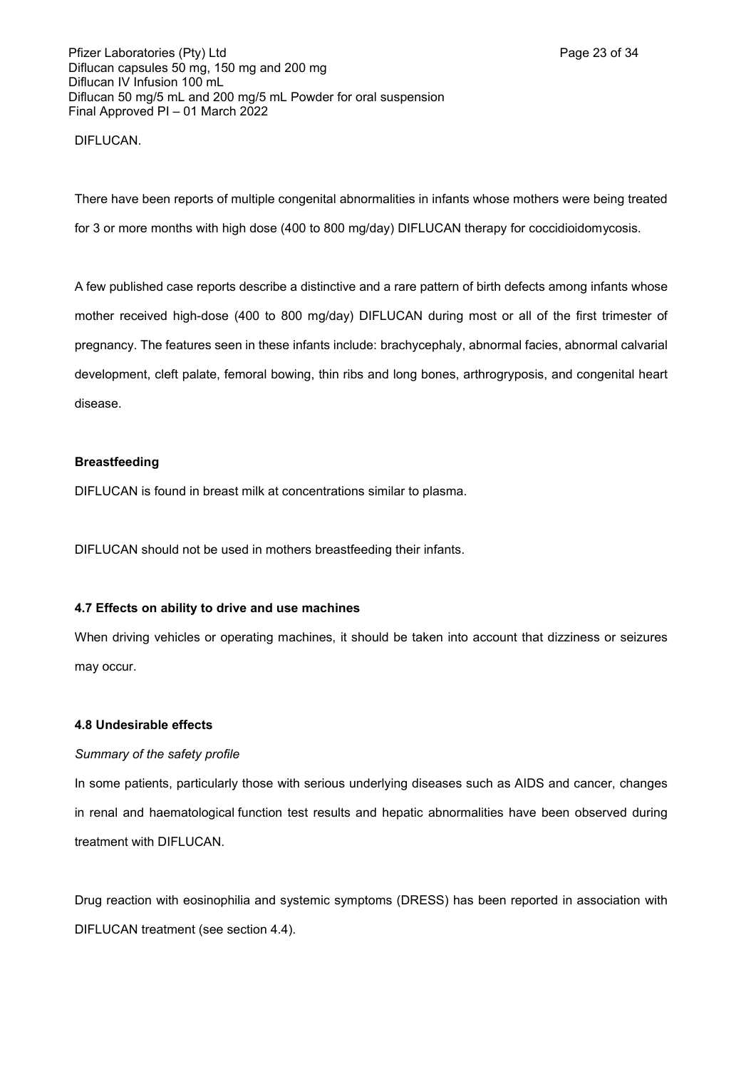DIFLUCAN.

There have been reports of multiple congenital abnormalities in infants whose mothers were being treated for 3 or more months with high dose (400 to 800 mg/day) DIFLUCAN therapy for coccidioidomycosis.

A few published case reports describe a distinctive and a rare pattern of birth defects among infants whose mother received high-dose (400 to 800 mg/day) DIFLUCAN during most or all of the first trimester of pregnancy. The features seen in these infants include: brachycephaly, abnormal facies, abnormal calvarial development, cleft palate, femoral bowing, thin ribs and long bones, arthrogryposis, and congenital heart disease.

**Breastfeeding**

DIFLUCAN is found in breast milk at concentrations similar to plasma.

DIFLUCAN should not be used in mothers breastfeeding their infants.

### 4.7 Effects on ability to drive and use machines

When driving vehicles or operating machines, it should be taken into account that dizziness or seizures may occur.

### 4.8 Undesirable effects

*Summary of the safety profile*

In some patients, particularly those with serious underlying diseases such as AIDS and cancer, changes in renal and haematological function test results and hepatic abnormalities have been observed during treatment with DIFLUCAN.

Drug reaction with eosinophilia and systemic symptoms (DRESS) has been reported in association with DIFLUCAN treatment (see section 4.4).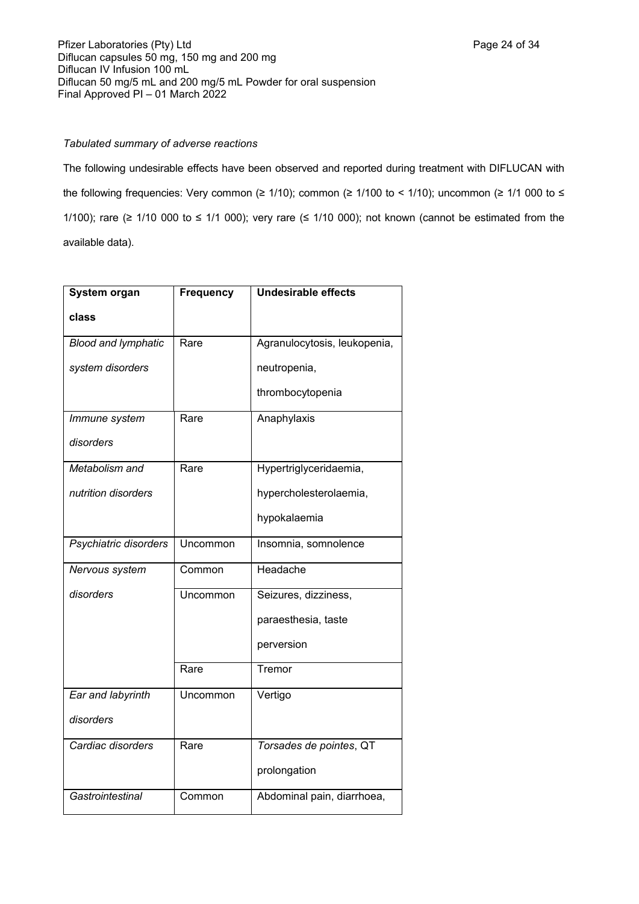*Tabulated summary of adverse reactions*

The following undesirable effects have been observed and reported during treatment with DIFLUCAN with the following frequencies: Very common (≥ 1/10); common (≥ 1/100 to < 1/10); uncommon (≥ 1/1 000 to ≤ 1/100); rare (≥ 1/10 000 to ≤ 1/1 000); very rare (≤ 1/10 000); not known (cannot be estimated from the available data).

| System organ class | Frequency | Undesirable effects |
|---|---|---|
| *Blood and lymphatic system disorders* | Rare | Agranulocytosis, leukopenia, neutropenia, thrombocytopenia |
| *Immune system disorders* | Rare | Anaphylaxis |
| *Metabolism and nutrition disorders* | Rare | Hypertriglyceridaemia, hypercholesterolaemia, hypokalaemia |
| *Psychiatric disorders* | Uncommon | Insomnia, somnolence |
| *Nervous system disorders* | Common | Headache |
| | Uncommon | Seizures, dizziness, paraesthesia, taste perversion |
| | Rare | Tremor |
| *Ear and labyrinth disorders* | Uncommon | Vertigo |
| *Cardiac disorders* | Rare | *Torsades de pointes*, QT prolongation |
| *Gastrointestinal* | Common | Abdominal pain, diarrhoea, |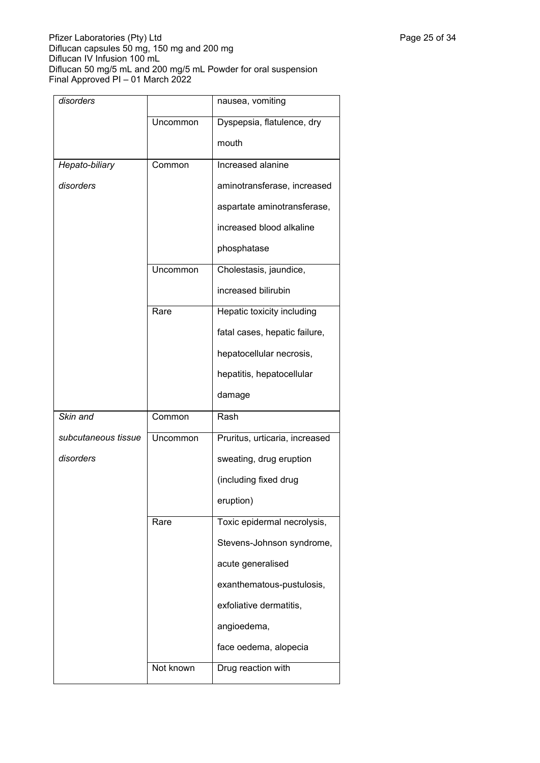| *disorders* | | nausea, vomiting |
|---|---|---|
| | Uncommon | Dyspepsia, flatulence, dry mouth |
| *Hepato-biliary disorders* | Common | Increased alanine aminotransferase, increased aspartate aminotransferase, increased blood alkaline phosphatase |
| | Uncommon | Cholestasis, jaundice, increased bilirubin |
| | Rare | Hepatic toxicity including fatal cases, hepatic failure, hepatocellular necrosis, hepatitis, hepatocellular damage |
| *Skin and subcutaneous tissue disorders* | Common | Rash |
| | Uncommon | Pruritus, urticaria, increased sweating, drug eruption (including fixed drug eruption) |
| | Rare | Toxic epidermal necrolysis, Stevens-Johnson syndrome, acute generalised exanthematous-pustulosis, exfoliative dermatitis, angioedema, face oedema, alopecia |
| | Not known | Drug reaction with |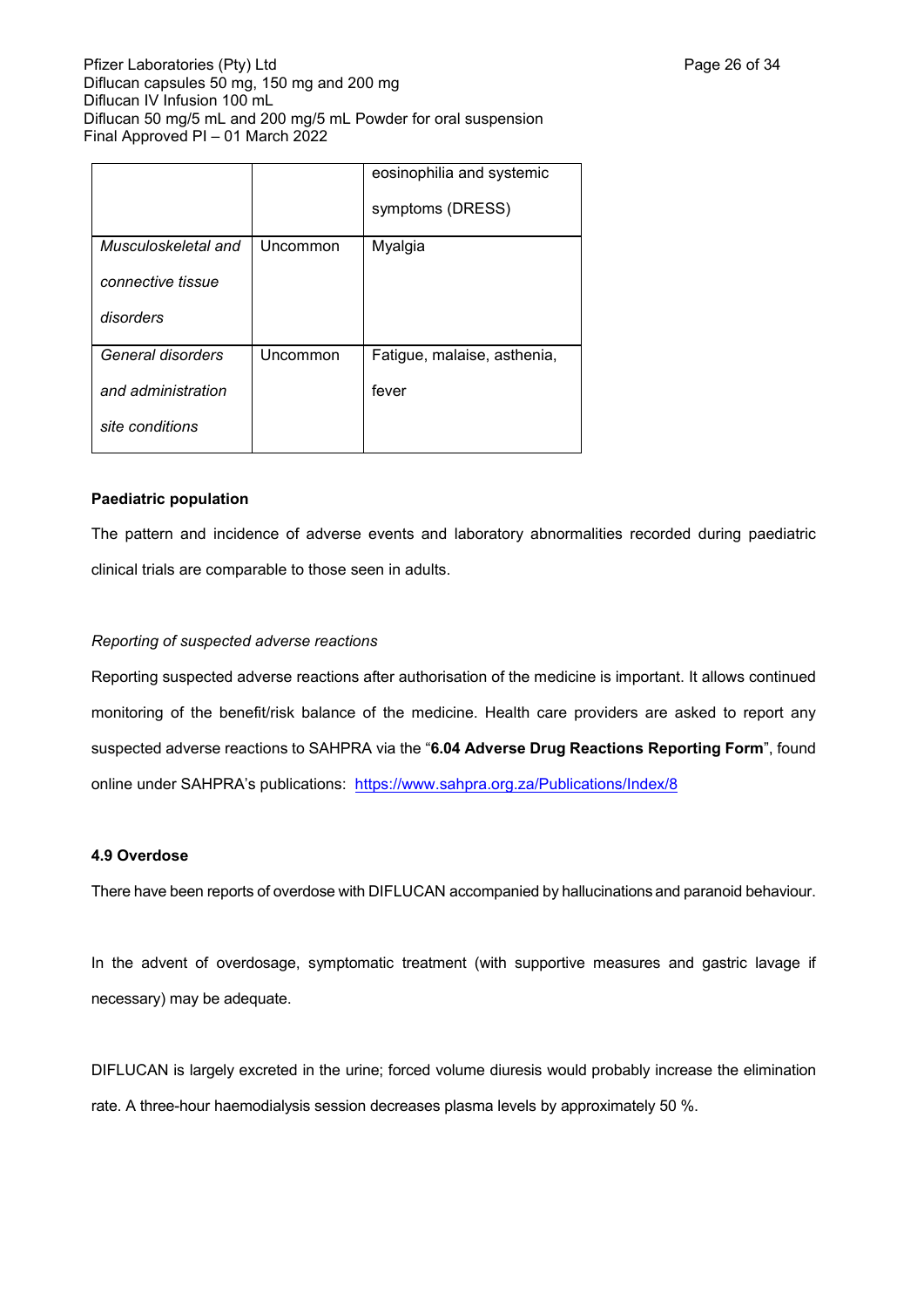|  |  | eosinophilia and systemic symptoms (DRESS) |
|---|---|---|
| *Musculoskeletal and connective tissue disorders* | Uncommon | Myalgia |
| *General disorders and administration site conditions* | Uncommon | Fatigue, malaise, asthenia, fever |

**Paediatric population**

The pattern and incidence of adverse events and laboratory abnormalities recorded during paediatric clinical trials are comparable to those seen in adults.

*Reporting of suspected adverse reactions*

Reporting suspected adverse reactions after authorisation of the medicine is important. It allows continued monitoring of the benefit/risk balance of the medicine. Health care providers are asked to report any suspected adverse reactions to SAHPRA via the "**6.04 Adverse Drug Reactions Reporting Form**", found online under SAHPRA's publications: https://www.sahpra.org.za/Publications/Index/8

**4.9 Overdose**

There have been reports of overdose with DIFLUCAN accompanied by hallucinations and paranoid behaviour.

In the advent of overdosage, symptomatic treatment (with supportive measures and gastric lavage if necessary) may be adequate.

DIFLUCAN is largely excreted in the urine; forced volume diuresis would probably increase the elimination rate. A three-hour haemodialysis session decreases plasma levels by approximately 50 %.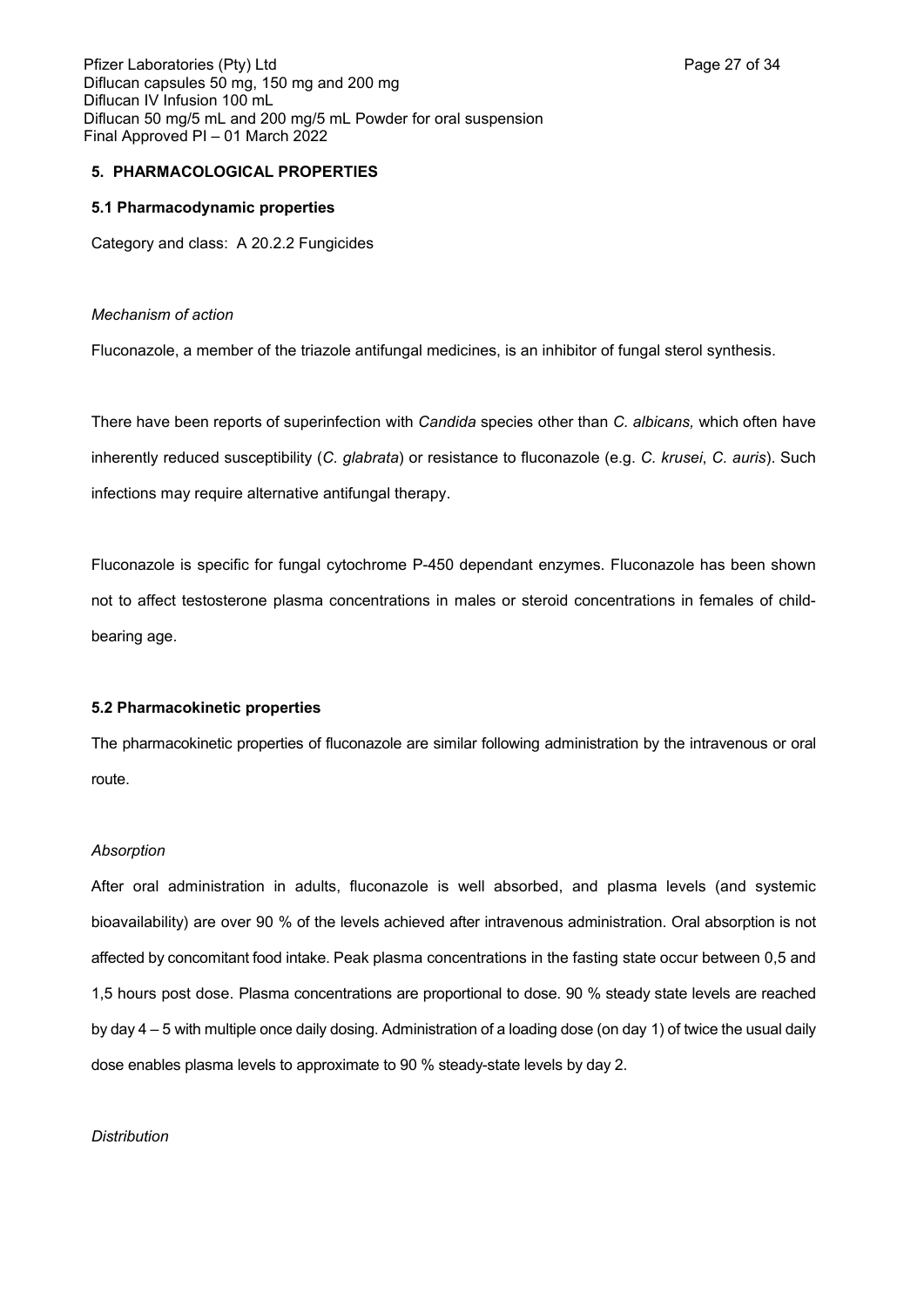## 5. PHARMACOLOGICAL PROPERTIES

### 5.1 Pharmacodynamic properties

Category and class: A 20.2.2 Fungicides

*Mechanism of action*

Fluconazole, a member of the triazole antifungal medicines, is an inhibitor of fungal sterol synthesis.

There have been reports of superinfection with *Candida* species other than *C. albicans,* which often have inherently reduced susceptibility (*C. glabrata*) or resistance to fluconazole (e.g. *C. krusei*, *C. auris*). Such infections may require alternative antifungal therapy.

Fluconazole is specific for fungal cytochrome P-450 dependant enzymes. Fluconazole has been shown not to affect testosterone plasma concentrations in males or steroid concentrations in females of child-bearing age.

### 5.2 Pharmacokinetic properties

The pharmacokinetic properties of fluconazole are similar following administration by the intravenous or oral route.

*Absorption*

After oral administration in adults, fluconazole is well absorbed, and plasma levels (and systemic bioavailability) are over 90 % of the levels achieved after intravenous administration. Oral absorption is not affected by concomitant food intake. Peak plasma concentrations in the fasting state occur between 0,5 and 1,5 hours post dose. Plasma concentrations are proportional to dose. 90 % steady state levels are reached by day 4 – 5 with multiple once daily dosing. Administration of a loading dose (on day 1) of twice the usual daily dose enables plasma levels to approximate to 90 % steady-state levels by day 2.

*Distribution*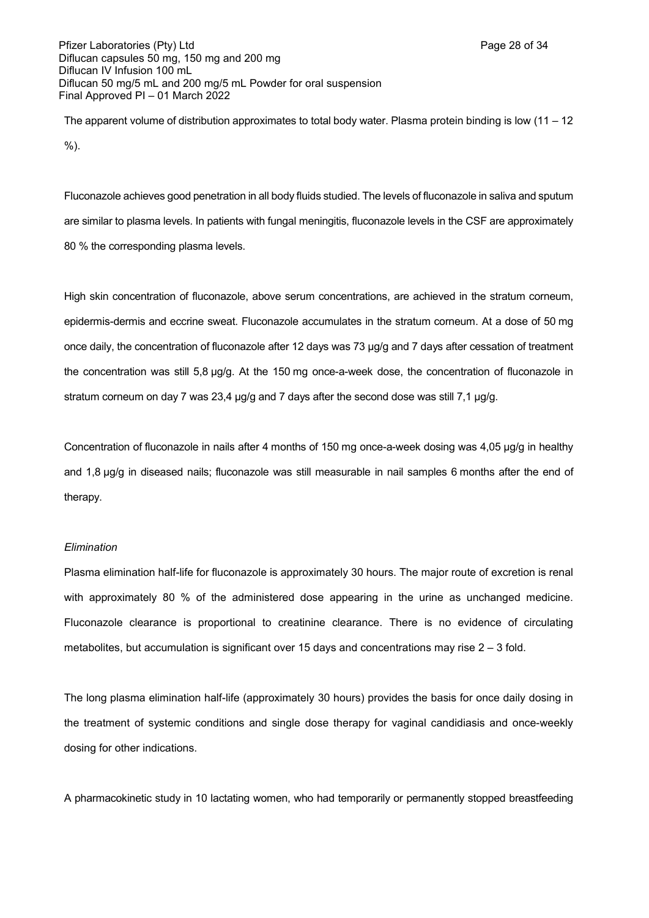The apparent volume of distribution approximates to total body water. Plasma protein binding is low (11 – 12 %).

Fluconazole achieves good penetration in all body fluids studied. The levels of fluconazole in saliva and sputum are similar to plasma levels. In patients with fungal meningitis, fluconazole levels in the CSF are approximately 80 % the corresponding plasma levels.

High skin concentration of fluconazole, above serum concentrations, are achieved in the stratum corneum, epidermis-dermis and eccrine sweat. Fluconazole accumulates in the stratum corneum. At a dose of 50 mg once daily, the concentration of fluconazole after 12 days was 73 µg/g and 7 days after cessation of treatment the concentration was still 5,8 µg/g. At the 150 mg once-a-week dose, the concentration of fluconazole in stratum corneum on day 7 was 23,4 µg/g and 7 days after the second dose was still 7,1 µg/g.

Concentration of fluconazole in nails after 4 months of 150 mg once-a-week dosing was 4,05 µg/g in healthy and 1,8 µg/g in diseased nails; fluconazole was still measurable in nail samples 6 months after the end of therapy.

*Elimination*

Plasma elimination half-life for fluconazole is approximately 30 hours. The major route of excretion is renal with approximately 80 % of the administered dose appearing in the urine as unchanged medicine. Fluconazole clearance is proportional to creatinine clearance. There is no evidence of circulating metabolites, but accumulation is significant over 15 days and concentrations may rise 2 – 3 fold.

The long plasma elimination half-life (approximately 30 hours) provides the basis for once daily dosing in the treatment of systemic conditions and single dose therapy for vaginal candidiasis and once-weekly dosing for other indications.

A pharmacokinetic study in 10 lactating women, who had temporarily or permanently stopped breastfeeding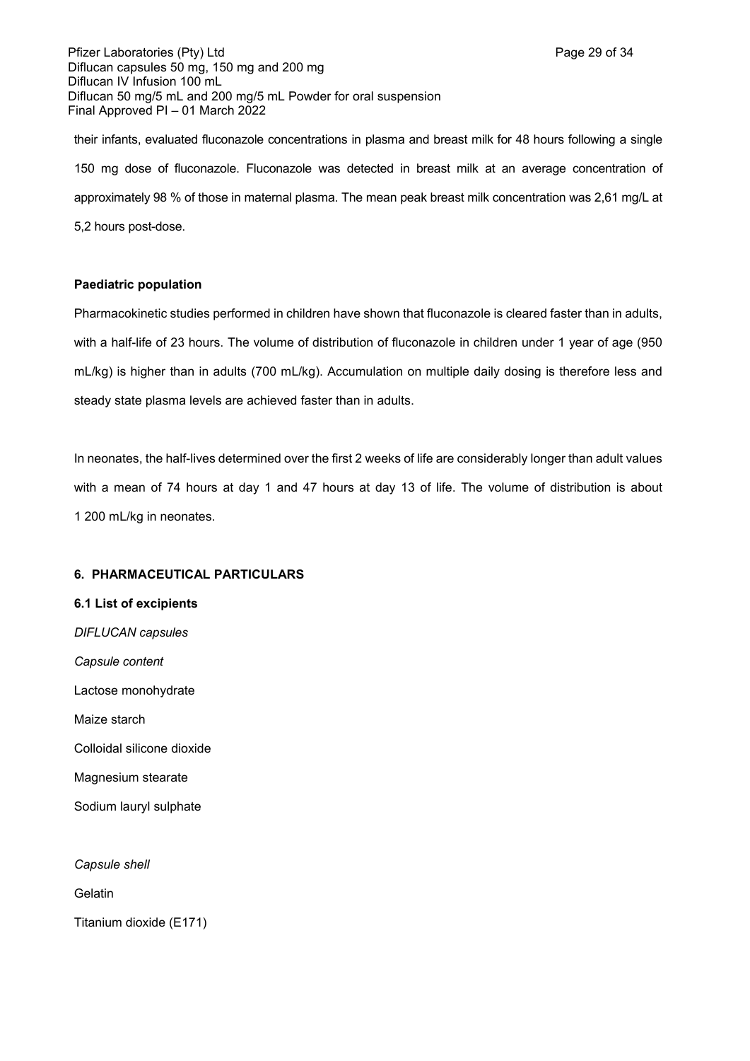their infants, evaluated fluconazole concentrations in plasma and breast milk for 48 hours following a single 150 mg dose of fluconazole. Fluconazole was detected in breast milk at an average concentration of approximately 98 % of those in maternal plasma. The mean peak breast milk concentration was 2,61 mg/L at 5,2 hours post-dose.

**Paediatric population**

Pharmacokinetic studies performed in children have shown that fluconazole is cleared faster than in adults, with a half-life of 23 hours. The volume of distribution of fluconazole in children under 1 year of age (950 mL/kg) is higher than in adults (700 mL/kg). Accumulation on multiple daily dosing is therefore less and steady state plasma levels are achieved faster than in adults.

In neonates, the half-lives determined over the first 2 weeks of life are considerably longer than adult values with a mean of 74 hours at day 1 and 47 hours at day 13 of life. The volume of distribution is about 1 200 mL/kg in neonates.

## 6. PHARMACEUTICAL PARTICULARS

### 6.1 List of excipients

*DIFLUCAN capsules*

*Capsule content*

Lactose monohydrate

Maize starch

Colloidal silicone dioxide

Magnesium stearate

Sodium lauryl sulphate

*Capsule shell*

Gelatin

Titanium dioxide (E171)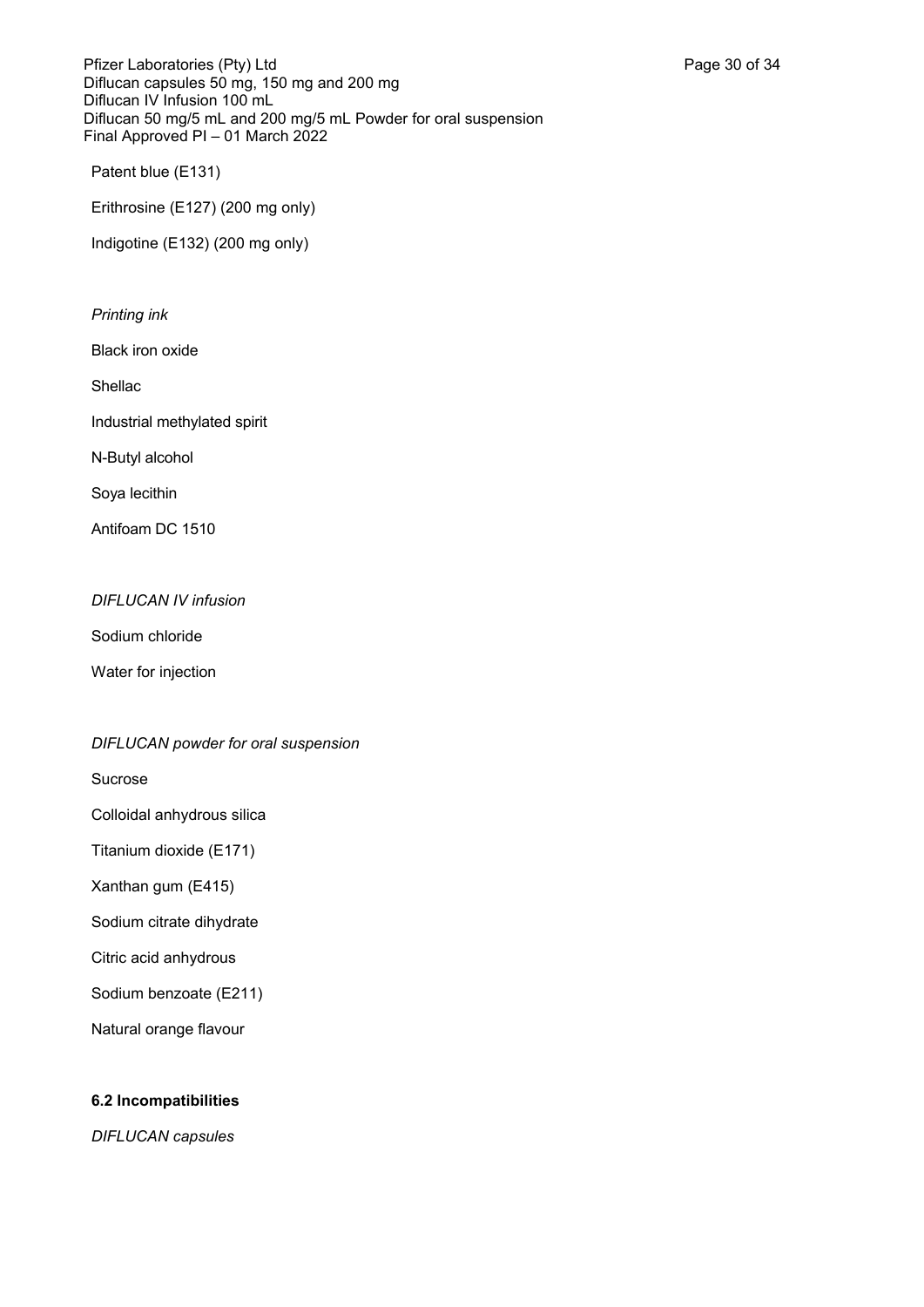Patent blue (E131)

Erithrosine (E127) (200 mg only)

Indigotine (E132) (200 mg only)

*Printing ink*

Black iron oxide

Shellac

Industrial methylated spirit

N-Butyl alcohol

Soya lecithin

Antifoam DC 1510

*DIFLUCAN IV infusion*

Sodium chloride

Water for injection

*DIFLUCAN powder for oral suspension*

Sucrose

Colloidal anhydrous silica

Titanium dioxide (E171)

Xanthan gum (E415)

Sodium citrate dihydrate

Citric acid anhydrous

Sodium benzoate (E211)

Natural orange flavour

**6.2 Incompatibilities**

*DIFLUCAN capsules*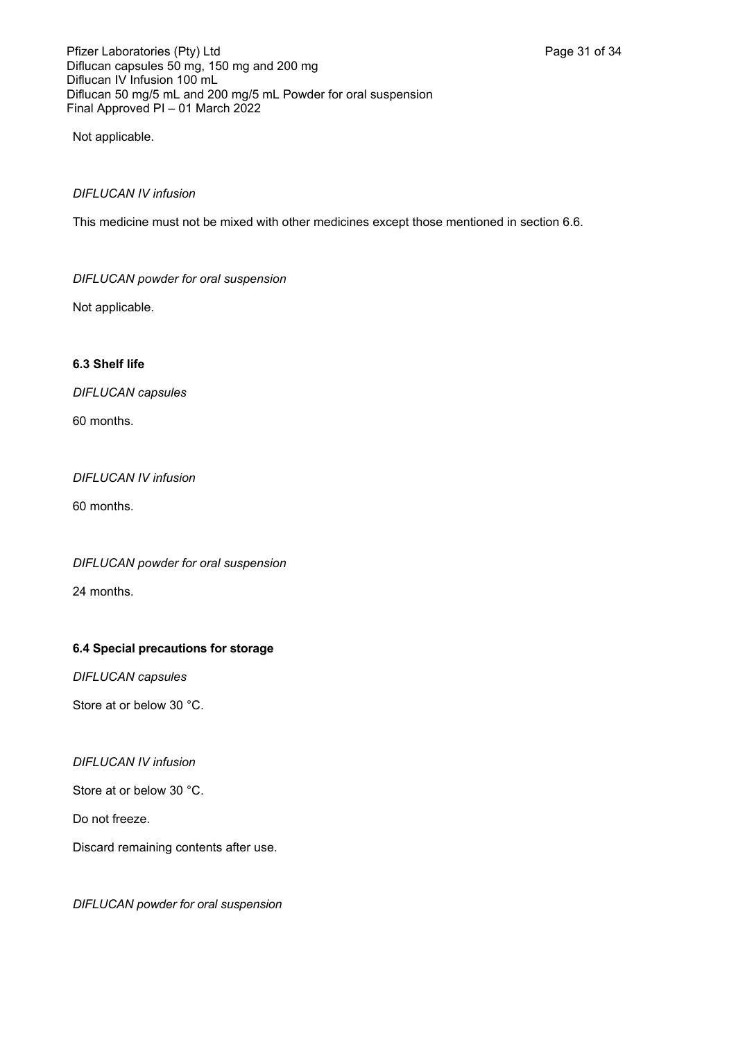Not applicable.

*DIFLUCAN IV infusion*

This medicine must not be mixed with other medicines except those mentioned in section 6.6.

*DIFLUCAN powder for oral suspension*

Not applicable.

**6.3 Shelf life**

*DIFLUCAN capsules*

60 months.

*DIFLUCAN IV infusion*

60 months.

*DIFLUCAN powder for oral suspension*

24 months.

**6.4 Special precautions for storage**

*DIFLUCAN capsules*

Store at or below 30 °C.

*DIFLUCAN IV infusion*

Store at or below 30 °C.

Do not freeze.

Discard remaining contents after use.

*DIFLUCAN powder for oral suspension*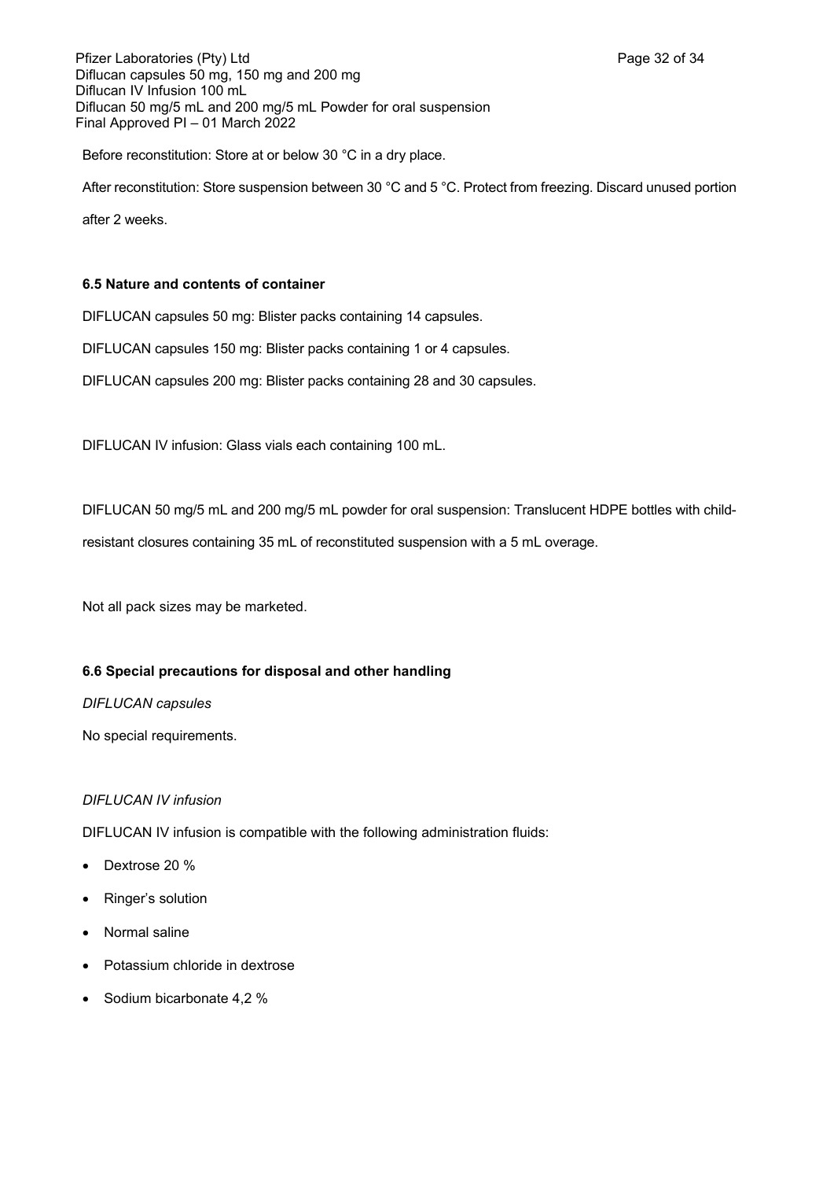Before reconstitution: Store at or below 30 °C in a dry place.

After reconstitution: Store suspension between 30 °C and 5 °C. Protect from freezing. Discard unused portion after 2 weeks.

### 6.5 Nature and contents of container

DIFLUCAN capsules 50 mg: Blister packs containing 14 capsules.

DIFLUCAN capsules 150 mg: Blister packs containing 1 or 4 capsules.

DIFLUCAN capsules 200 mg: Blister packs containing 28 and 30 capsules.

DIFLUCAN IV infusion: Glass vials each containing 100 mL.

DIFLUCAN 50 mg/5 mL and 200 mg/5 mL powder for oral suspension: Translucent HDPE bottles with child-resistant closures containing 35 mL of reconstituted suspension with a 5 mL overage.

Not all pack sizes may be marketed.

### 6.6 Special precautions for disposal and other handling

*DIFLUCAN capsules*

No special requirements.

*DIFLUCAN IV infusion*

DIFLUCAN IV infusion is compatible with the following administration fluids:

- Dextrose 20 %
- Ringer's solution
- Normal saline
- Potassium chloride in dextrose
- Sodium bicarbonate 4,2 %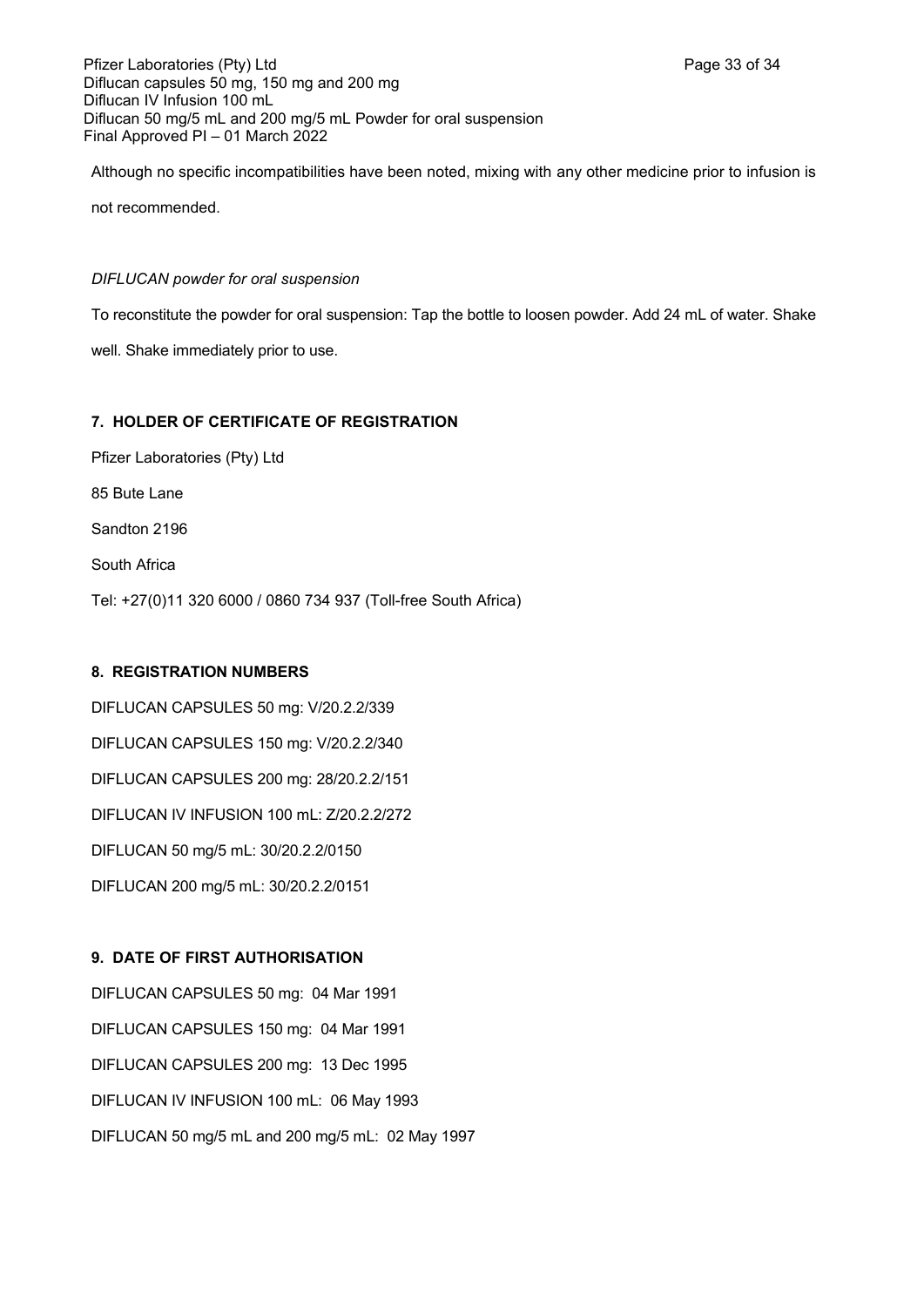Although no specific incompatibilities have been noted, mixing with any other medicine prior to infusion is not recommended.

*DIFLUCAN powder for oral suspension*

To reconstitute the powder for oral suspension: Tap the bottle to loosen powder. Add 24 mL of water. Shake well. Shake immediately prior to use.

**7. HOLDER OF CERTIFICATE OF REGISTRATION**

Pfizer Laboratories (Pty) Ltd

85 Bute Lane

Sandton 2196

South Africa

Tel: +27(0)11 320 6000 / 0860 734 937 (Toll-free South Africa)

**8. REGISTRATION NUMBERS**

DIFLUCAN CAPSULES 50 mg: V/20.2.2/339

DIFLUCAN CAPSULES 150 mg: V/20.2.2/340

DIFLUCAN CAPSULES 200 mg: 28/20.2.2/151

DIFLUCAN IV INFUSION 100 mL: Z/20.2.2/272

DIFLUCAN 50 mg/5 mL: 30/20.2.2/0150

DIFLUCAN 200 mg/5 mL: 30/20.2.2/0151

**9. DATE OF FIRST AUTHORISATION**

DIFLUCAN CAPSULES 50 mg: 04 Mar 1991

DIFLUCAN CAPSULES 150 mg: 04 Mar 1991

DIFLUCAN CAPSULES 200 mg: 13 Dec 1995

DIFLUCAN IV INFUSION 100 mL: 06 May 1993

DIFLUCAN 50 mg/5 mL and 200 mg/5 mL: 02 May 1997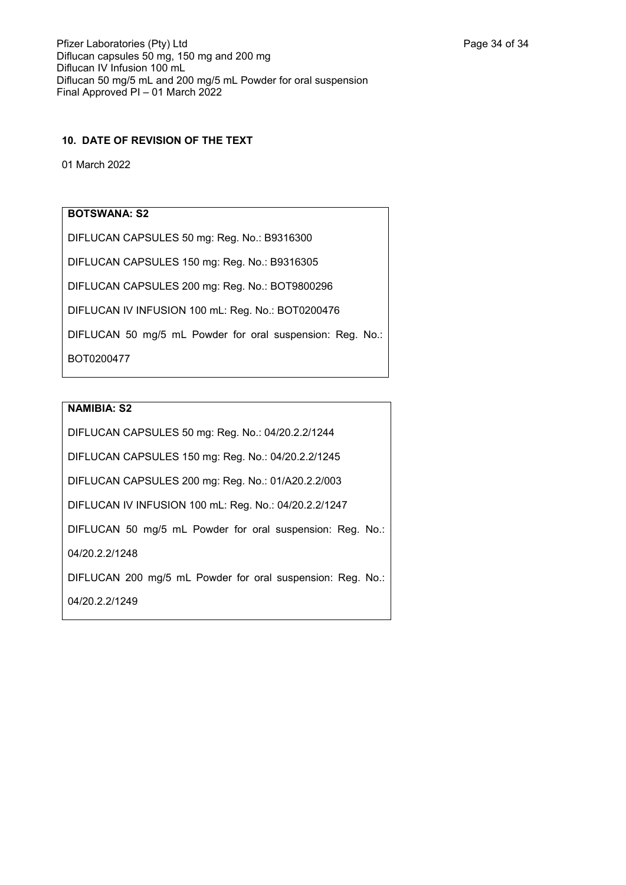## 10. DATE OF REVISION OF THE TEXT

01 March 2022

**BOTSWANA: S2**

DIFLUCAN CAPSULES 50 mg: Reg. No.: B9316300

DIFLUCAN CAPSULES 150 mg: Reg. No.: B9316305

DIFLUCAN CAPSULES 200 mg: Reg. No.: BOT9800296

DIFLUCAN IV INFUSION 100 mL: Reg. No.: BOT0200476

DIFLUCAN 50 mg/5 mL Powder for oral suspension: Reg. No.: BOT0200477

**NAMIBIA: S2**

DIFLUCAN CAPSULES 50 mg: Reg. No.: 04/20.2.2/1244

DIFLUCAN CAPSULES 150 mg: Reg. No.: 04/20.2.2/1245

DIFLUCAN CAPSULES 200 mg: Reg. No.: 01/A20.2.2/003

DIFLUCAN IV INFUSION 100 mL: Reg. No.: 04/20.2.2/1247

DIFLUCAN 50 mg/5 mL Powder for oral suspension: Reg. No.: 04/20.2.2/1248

DIFLUCAN 200 mg/5 mL Powder for oral suspension: Reg. No.: 04/20.2.2/1249